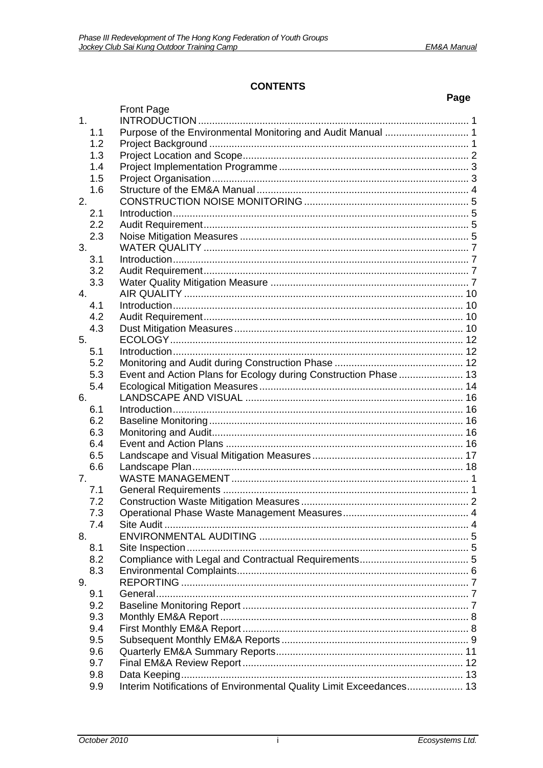# CONTENTS

| | | Page |
|---|---|---|
| | Front Page | |
| 1. | INTRODUCTION | 1 |
| 1.1 | Purpose of the Environmental Monitoring and Audit Manual | 1 |
| 1.2 | Project Background | 1 |
| 1.3 | Project Location and Scope | 2 |
| 1.4 | Project Implementation Programme | 3 |
| 1.5 | Project Organisation | 3 |
| 1.6 | Structure of the EM&A Manual | 4 |
| 2. | CONSTRUCTION NOISE MONITORING | 5 |
| 2.1 | Introduction | 5 |
| 2.2 | Audit Requirement | 5 |
| 2.3 | Noise Mitigation Measures | 5 |
| 3. | WATER QUALITY | 7 |
| 3.1 | Introduction | 7 |
| 3.2 | Audit Requirement | 7 |
| 3.3 | Water Quality Mitigation Measure | 7 |
| 4. | AIR QUALITY | 10 |
| 4.1 | Introduction | 10 |
| 4.2 | Audit Requirement | 10 |
| 4.3 | Dust Mitigation Measures | 10 |
| 5. | ECOLOGY | 12 |
| 5.1 | Introduction | 12 |
| 5.2 | Monitoring and Audit during Construction Phase | 12 |
| 5.3 | Event and Action Plans for Ecology during Construction Phase | 13 |
| 5.4 | Ecological Mitigation Measures | 14 |
| 6. | LANDSCAPE AND VISUAL | 16 |
| 6.1 | Introduction | 16 |
| 6.2 | Baseline Monitoring | 16 |
| 6.3 | Monitoring and Audit | 16 |
| 6.4 | Event and Action Plans | 16 |
| 6.5 | Landscape and Visual Mitigation Measures | 17 |
| 6.6 | Landscape Plan | 18 |
| 7. | WASTE MANAGEMENT | 1 |
| 7.1 | General Requirements | 1 |
| 7.2 | Construction Waste Mitigation Measures | 2 |
| 7.3 | Operational Phase Waste Management Measures | 4 |
| 7.4 | Site Audit | 4 |
| 8. | ENVIRONMENTAL AUDITING | 5 |
| 8.1 | Site Inspection | 5 |
| 8.2 | Compliance with Legal and Contractual Requirements | 5 |
| 8.3 | Environmental Complaints | 6 |
| 9. | REPORTING | 7 |
| 9.1 | General | 7 |
| 9.2 | Baseline Monitoring Report | 7 |
| 9.3 | Monthly EM&A Report | 8 |
| 9.4 | First Monthly EM&A Report | 8 |
| 9.5 | Subsequent Monthly EM&A Reports | 9 |
| 9.6 | Quarterly EM&A Summary Reports | 11 |
| 9.7 | Final EM&A Review Report | 12 |
| 9.8 | Data Keeping | 13 |
| 9.9 | Interim Notifications of Environmental Quality Limit Exceedances | 13 |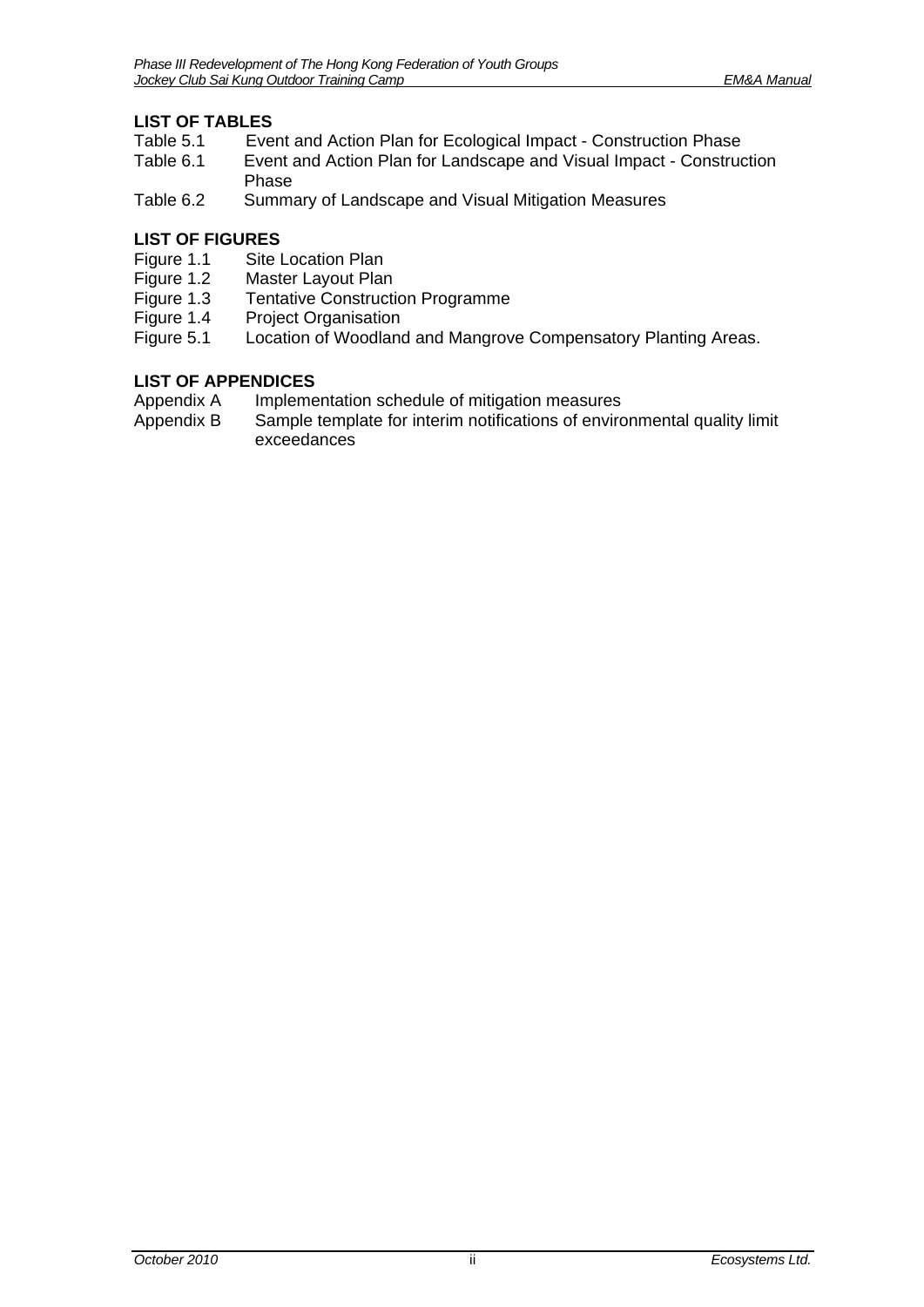## LIST OF TABLES

Table 5.1 Event and Action Plan for Ecological Impact - Construction Phase
Table 6.1 Event and Action Plan for Landscape and Visual Impact - Construction Phase
Table 6.2 Summary of Landscape and Visual Mitigation Measures

## LIST OF FIGURES

Figure 1.1 Site Location Plan
Figure 1.2 Master Layout Plan
Figure 1.3 Tentative Construction Programme
Figure 1.4 Project Organisation
Figure 5.1 Location of Woodland and Mangrove Compensatory Planting Areas.

## LIST OF APPENDICES

Appendix A Implementation schedule of mitigation measures
Appendix B Sample template for interim notifications of environmental quality limit exceedances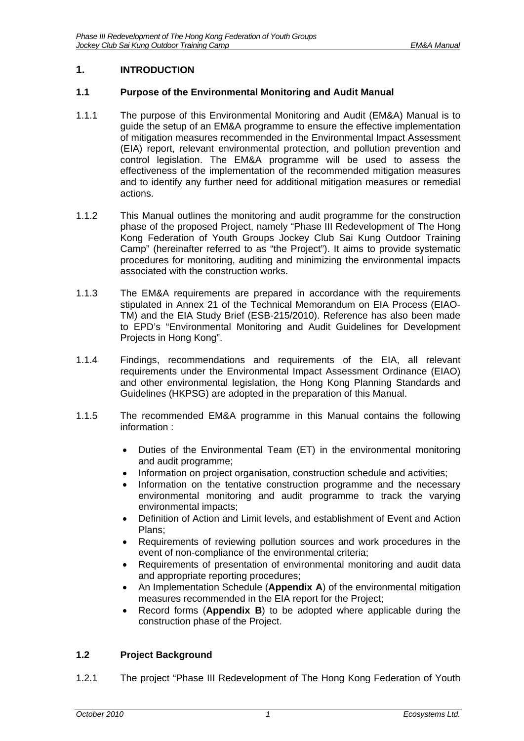# 1. INTRODUCTION

## 1.1 Purpose of the Environmental Monitoring and Audit Manual

1.1.1 The purpose of this Environmental Monitoring and Audit (EM&A) Manual is to guide the setup of an EM&A programme to ensure the effective implementation of mitigation measures recommended in the Environmental Impact Assessment (EIA) report, relevant environmental protection, and pollution prevention and control legislation. The EM&A programme will be used to assess the effectiveness of the implementation of the recommended mitigation measures and to identify any further need for additional mitigation measures or remedial actions.

1.1.2 This Manual outlines the monitoring and audit programme for the construction phase of the proposed Project, namely "Phase III Redevelopment of The Hong Kong Federation of Youth Groups Jockey Club Sai Kung Outdoor Training Camp" (hereinafter referred to as "the Project"). It aims to provide systematic procedures for monitoring, auditing and minimizing the environmental impacts associated with the construction works.

1.1.3 The EM&A requirements are prepared in accordance with the requirements stipulated in Annex 21 of the Technical Memorandum on EIA Process (EIAO-TM) and the EIA Study Brief (ESB-215/2010). Reference has also been made to EPD's "Environmental Monitoring and Audit Guidelines for Development Projects in Hong Kong".

1.1.4 Findings, recommendations and requirements of the EIA, all relevant requirements under the Environmental Impact Assessment Ordinance (EIAO) and other environmental legislation, the Hong Kong Planning Standards and Guidelines (HKPSG) are adopted in the preparation of this Manual.

1.1.5 The recommended EM&A programme in this Manual contains the following information :

- Duties of the Environmental Team (ET) in the environmental monitoring and audit programme;
- Information on project organisation, construction schedule and activities;
- Information on the tentative construction programme and the necessary environmental monitoring and audit programme to track the varying environmental impacts;
- Definition of Action and Limit levels, and establishment of Event and Action Plans;
- Requirements of reviewing pollution sources and work procedures in the event of non-compliance of the environmental criteria;
- Requirements of presentation of environmental monitoring and audit data and appropriate reporting procedures;
- An Implementation Schedule (**Appendix A**) of the environmental mitigation measures recommended in the EIA report for the Project;
- Record forms (**Appendix B**) to be adopted where applicable during the construction phase of the Project.

## 1.2 Project Background

1.2.1 The project "Phase III Redevelopment of The Hong Kong Federation of Youth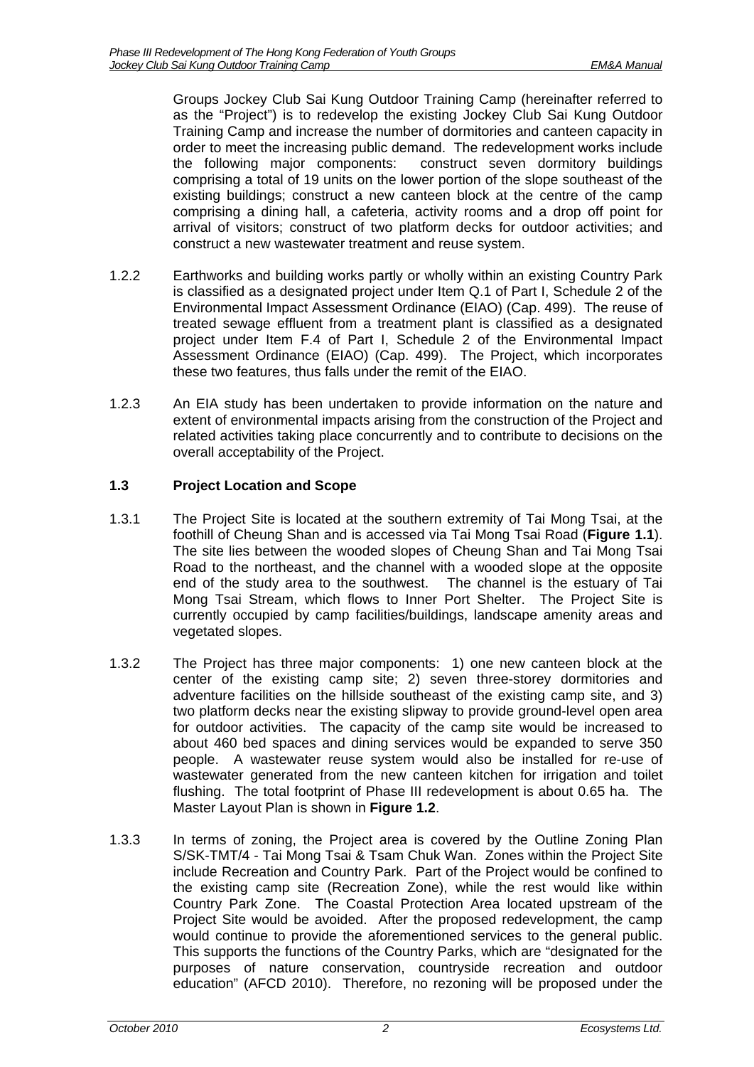Groups Jockey Club Sai Kung Outdoor Training Camp (hereinafter referred to as the "Project") is to redevelop the existing Jockey Club Sai Kung Outdoor Training Camp and increase the number of dormitories and canteen capacity in order to meet the increasing public demand. The redevelopment works include the following major components: construct seven dormitory buildings comprising a total of 19 units on the lower portion of the slope southeast of the existing buildings; construct a new canteen block at the centre of the camp comprising a dining hall, a cafeteria, activity rooms and a drop off point for arrival of visitors; construct of two platform decks for outdoor activities; and construct a new wastewater treatment and reuse system.

1.2.2 Earthworks and building works partly or wholly within an existing Country Park is classified as a designated project under Item Q.1 of Part I, Schedule 2 of the Environmental Impact Assessment Ordinance (EIAO) (Cap. 499). The reuse of treated sewage effluent from a treatment plant is classified as a designated project under Item F.4 of Part I, Schedule 2 of the Environmental Impact Assessment Ordinance (EIAO) (Cap. 499). The Project, which incorporates these two features, thus falls under the remit of the EIAO.

1.2.3 An EIA study has been undertaken to provide information on the nature and extent of environmental impacts arising from the construction of the Project and related activities taking place concurrently and to contribute to decisions on the overall acceptability of the Project.

### 1.3 Project Location and Scope

1.3.1 The Project Site is located at the southern extremity of Tai Mong Tsai, at the foothill of Cheung Shan and is accessed via Tai Mong Tsai Road (**Figure 1.1**). The site lies between the wooded slopes of Cheung Shan and Tai Mong Tsai Road to the northeast, and the channel with a wooded slope at the opposite end of the study area to the southwest. The channel is the estuary of Tai Mong Tsai Stream, which flows to Inner Port Shelter. The Project Site is currently occupied by camp facilities/buildings, landscape amenity areas and vegetated slopes.

1.3.2 The Project has three major components: 1) one new canteen block at the center of the existing camp site; 2) seven three-storey dormitories and adventure facilities on the hillside southeast of the existing camp site, and 3) two platform decks near the existing slipway to provide ground-level open area for outdoor activities. The capacity of the camp site would be increased to about 460 bed spaces and dining services would be expanded to serve 350 people. A wastewater reuse system would also be installed for re-use of wastewater generated from the new canteen kitchen for irrigation and toilet flushing. The total footprint of Phase III redevelopment is about 0.65 ha. The Master Layout Plan is shown in **Figure 1.2**.

1.3.3 In terms of zoning, the Project area is covered by the Outline Zoning Plan S/SK-TMT/4 - Tai Mong Tsai & Tsam Chuk Wan. Zones within the Project Site include Recreation and Country Park. Part of the Project would be confined to the existing camp site (Recreation Zone), while the rest would like within Country Park Zone. The Coastal Protection Area located upstream of the Project Site would be avoided. After the proposed redevelopment, the camp would continue to provide the aforementioned services to the general public. This supports the functions of the Country Parks, which are "designated for the purposes of nature conservation, countryside recreation and outdoor education" (AFCD 2010). Therefore, no rezoning will be proposed under the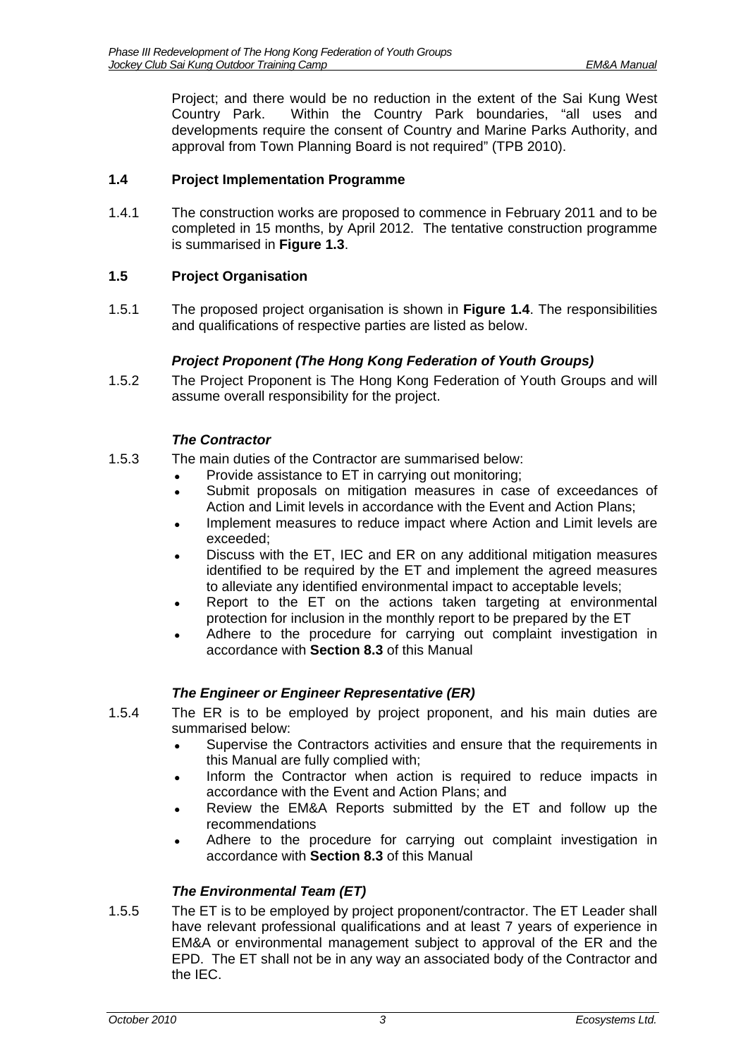Project; and there would be no reduction in the extent of the Sai Kung West Country Park. Within the Country Park boundaries, "all uses and developments require the consent of Country and Marine Parks Authority, and approval from Town Planning Board is not required" (TPB 2010).

## 1.4 Project Implementation Programme

1.4.1 The construction works are proposed to commence in February 2011 and to be completed in 15 months, by April 2012. The tentative construction programme is summarised in **Figure 1.3**.

## 1.5 Project Organisation

1.5.1 The proposed project organisation is shown in **Figure 1.4**. The responsibilities and qualifications of respective parties are listed as below.

### *Project Proponent (The Hong Kong Federation of Youth Groups)*

1.5.2 The Project Proponent is The Hong Kong Federation of Youth Groups and will assume overall responsibility for the project.

### *The Contractor*

1.5.3 The main duties of the Contractor are summarised below:

- Provide assistance to ET in carrying out monitoring;
- Submit proposals on mitigation measures in case of exceedances of Action and Limit levels in accordance with the Event and Action Plans;
- Implement measures to reduce impact where Action and Limit levels are exceeded;
- Discuss with the ET, IEC and ER on any additional mitigation measures identified to be required by the ET and implement the agreed measures to alleviate any identified environmental impact to acceptable levels;
- Report to the ET on the actions taken targeting at environmental protection for inclusion in the monthly report to be prepared by the ET
- Adhere to the procedure for carrying out complaint investigation in accordance with **Section 8.3** of this Manual

### *The Engineer or Engineer Representative (ER)*

1.5.4 The ER is to be employed by project proponent, and his main duties are summarised below:

- Supervise the Contractors activities and ensure that the requirements in this Manual are fully complied with;
- Inform the Contractor when action is required to reduce impacts in accordance with the Event and Action Plans; and
- Review the EM&A Reports submitted by the ET and follow up the recommendations
- Adhere to the procedure for carrying out complaint investigation in accordance with **Section 8.3** of this Manual

### *The Environmental Team (ET)*

1.5.5 The ET is to be employed by project proponent/contractor. The ET Leader shall have relevant professional qualifications and at least 7 years of experience in EM&A or environmental management subject to approval of the ER and the EPD. The ET shall not be in any way an associated body of the Contractor and the IEC.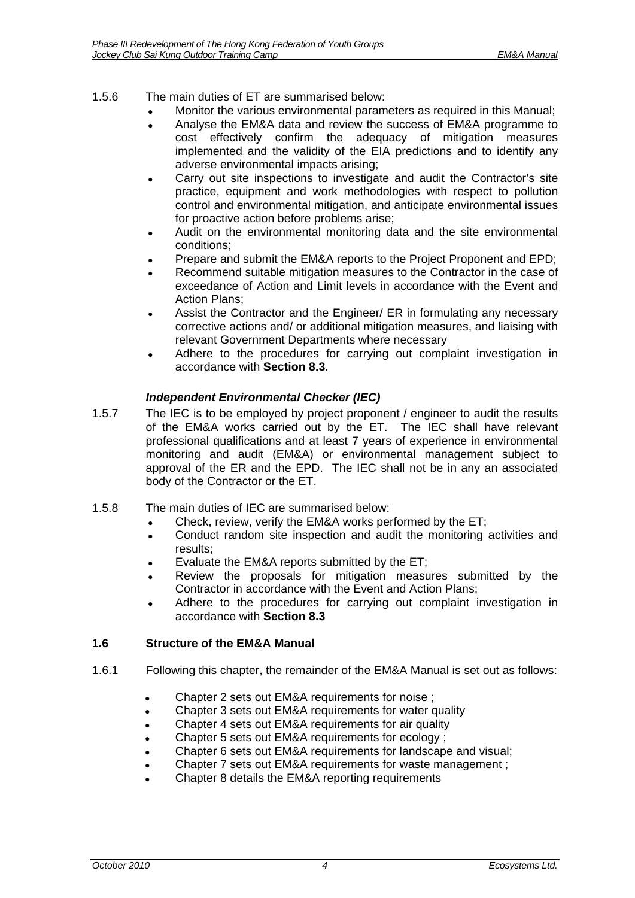1.5.6 The main duties of ET are summarised below:

- Monitor the various environmental parameters as required in this Manual;
- Analyse the EM&A data and review the success of EM&A programme to cost effectively confirm the adequacy of mitigation measures implemented and the validity of the EIA predictions and to identify any adverse environmental impacts arising;
- Carry out site inspections to investigate and audit the Contractor's site practice, equipment and work methodologies with respect to pollution control and environmental mitigation, and anticipate environmental issues for proactive action before problems arise;
- Audit on the environmental monitoring data and the site environmental conditions;
- Prepare and submit the EM&A reports to the Project Proponent and EPD;
- Recommend suitable mitigation measures to the Contractor in the case of exceedance of Action and Limit levels in accordance with the Event and Action Plans;
- Assist the Contractor and the Engineer/ ER in formulating any necessary corrective actions and/ or additional mitigation measures, and liaising with relevant Government Departments where necessary
- Adhere to the procedures for carrying out complaint investigation in accordance with **Section 8.3**.

***Independent Environmental Checker (IEC)***

1.5.7 The IEC is to be employed by project proponent / engineer to audit the results of the EM&A works carried out by the ET. The IEC shall have relevant professional qualifications and at least 7 years of experience in environmental monitoring and audit (EM&A) or environmental management subject to approval of the ER and the EPD. The IEC shall not be in any an associated body of the Contractor or the ET.

1.5.8 The main duties of IEC are summarised below:

- Check, review, verify the EM&A works performed by the ET;
- Conduct random site inspection and audit the monitoring activities and results;
- Evaluate the EM&A reports submitted by the ET;
- Review the proposals for mitigation measures submitted by the Contractor in accordance with the Event and Action Plans;
- Adhere to the procedures for carrying out complaint investigation in accordance with **Section 8.3**

### 1.6 Structure of the EM&A Manual

1.6.1 Following this chapter, the remainder of the EM&A Manual is set out as follows:

- Chapter 2 sets out EM&A requirements for noise ;
- Chapter 3 sets out EM&A requirements for water quality
- Chapter 4 sets out EM&A requirements for air quality
- Chapter 5 sets out EM&A requirements for ecology ;
- Chapter 6 sets out EM&A requirements for landscape and visual;
- Chapter 7 sets out EM&A requirements for waste management ;
- Chapter 8 details the EM&A reporting requirements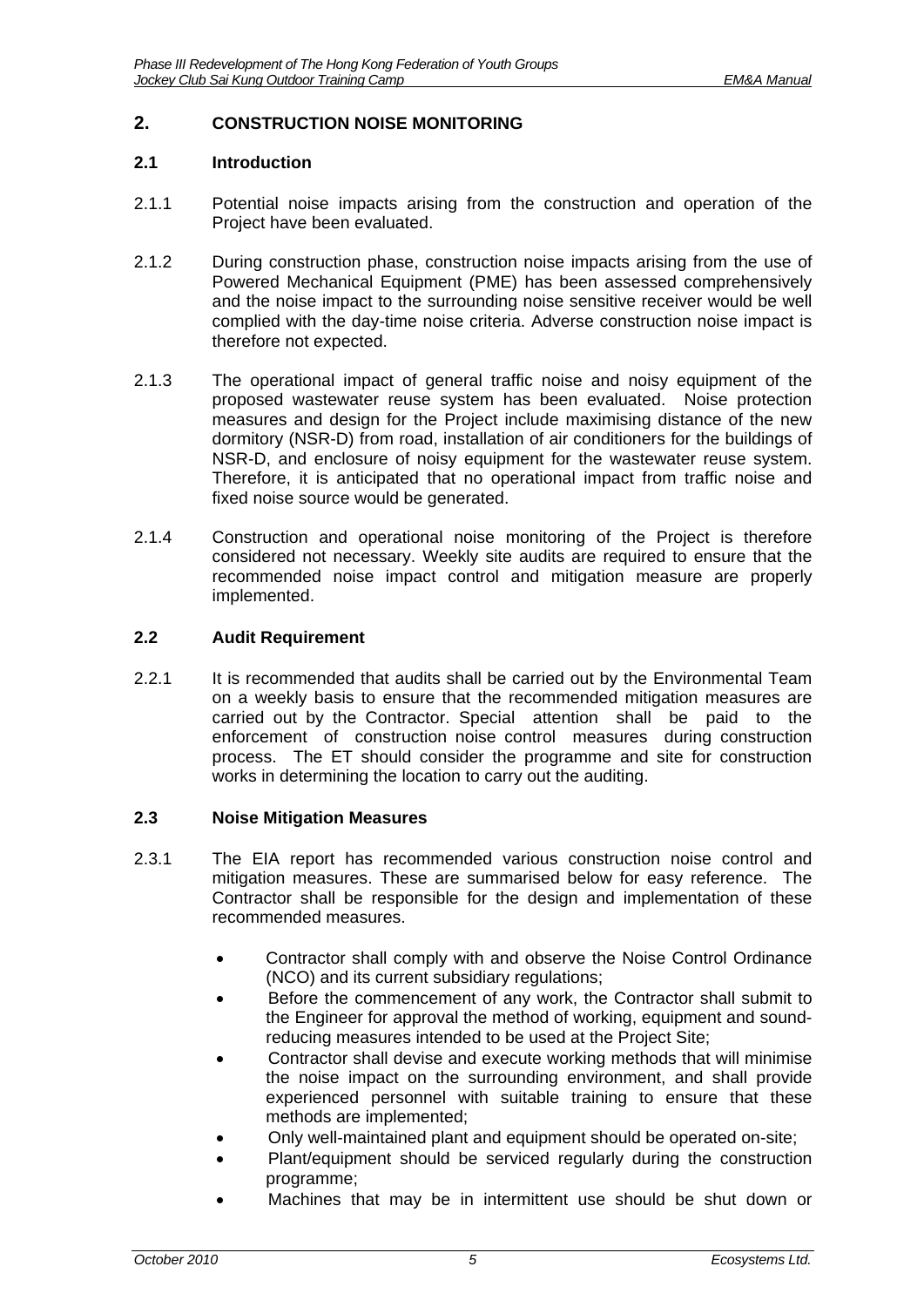## 2. CONSTRUCTION NOISE MONITORING

### 2.1 Introduction

2.1.1 Potential noise impacts arising from the construction and operation of the Project have been evaluated.

2.1.2 During construction phase, construction noise impacts arising from the use of Powered Mechanical Equipment (PME) has been assessed comprehensively and the noise impact to the surrounding noise sensitive receiver would be well complied with the day-time noise criteria. Adverse construction noise impact is therefore not expected.

2.1.3 The operational impact of general traffic noise and noisy equipment of the proposed wastewater reuse system has been evaluated. Noise protection measures and design for the Project include maximising distance of the new dormitory (NSR-D) from road, installation of air conditioners for the buildings of NSR-D, and enclosure of noisy equipment for the wastewater reuse system. Therefore, it is anticipated that no operational impact from traffic noise and fixed noise source would be generated.

2.1.4 Construction and operational noise monitoring of the Project is therefore considered not necessary. Weekly site audits are required to ensure that the recommended noise impact control and mitigation measure are properly implemented.

### 2.2 Audit Requirement

2.2.1 It is recommended that audits shall be carried out by the Environmental Team on a weekly basis to ensure that the recommended mitigation measures are carried out by the Contractor. Special attention shall be paid to the enforcement of construction noise control measures during construction process. The ET should consider the programme and site for construction works in determining the location to carry out the auditing.

### 2.3 Noise Mitigation Measures

2.3.1 The EIA report has recommended various construction noise control and mitigation measures. These are summarised below for easy reference. The Contractor shall be responsible for the design and implementation of these recommended measures.

- Contractor shall comply with and observe the Noise Control Ordinance (NCO) and its current subsidiary regulations;
- Before the commencement of any work, the Contractor shall submit to the Engineer for approval the method of working, equipment and sound-reducing measures intended to be used at the Project Site;
- Contractor shall devise and execute working methods that will minimise the noise impact on the surrounding environment, and shall provide experienced personnel with suitable training to ensure that these methods are implemented;
- Only well-maintained plant and equipment should be operated on-site;
- Plant/equipment should be serviced regularly during the construction programme;
- Machines that may be in intermittent use should be shut down or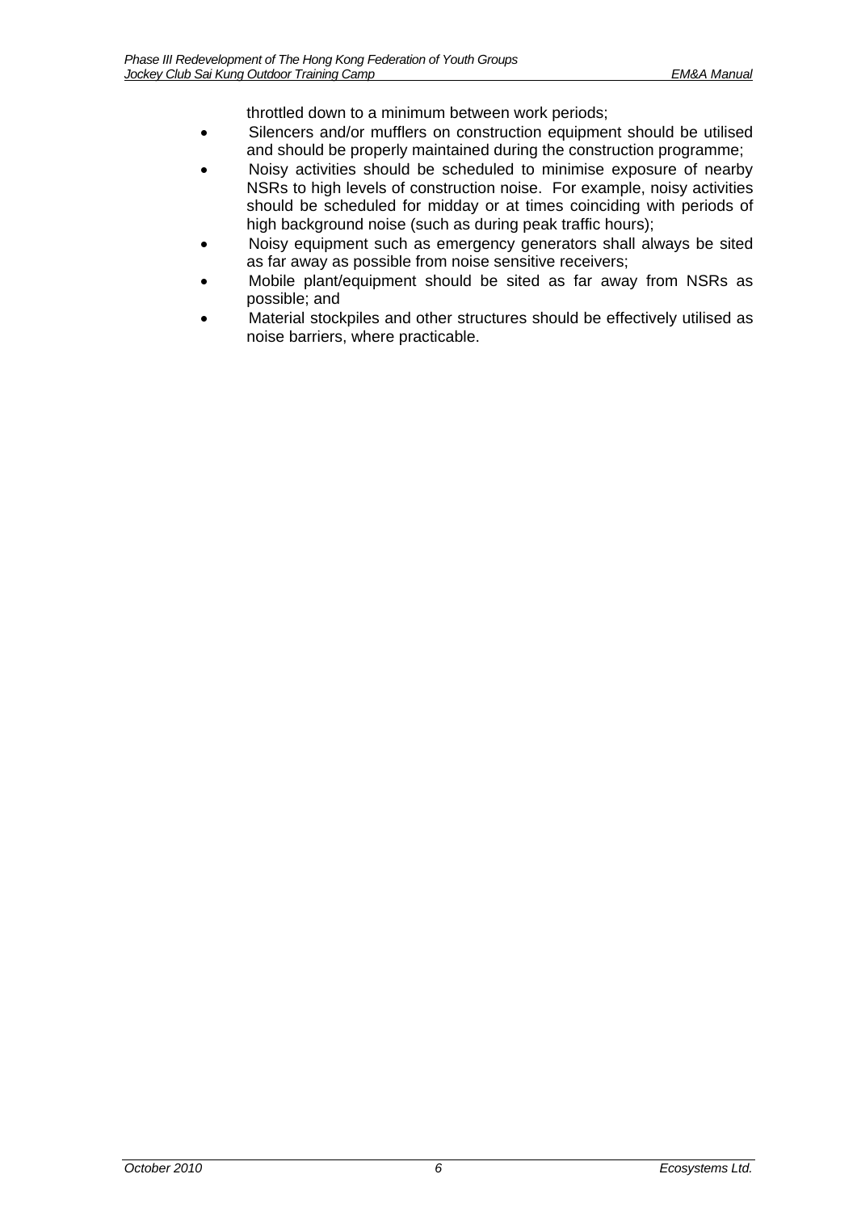throttled down to a minimum between work periods;

- Silencers and/or mufflers on construction equipment should be utilised and should be properly maintained during the construction programme;
- Noisy activities should be scheduled to minimise exposure of nearby NSRs to high levels of construction noise. For example, noisy activities should be scheduled for midday or at times coinciding with periods of high background noise (such as during peak traffic hours);
- Noisy equipment such as emergency generators shall always be sited as far away as possible from noise sensitive receivers;
- Mobile plant/equipment should be sited as far away from NSRs as possible; and
- Material stockpiles and other structures should be effectively utilised as noise barriers, where practicable.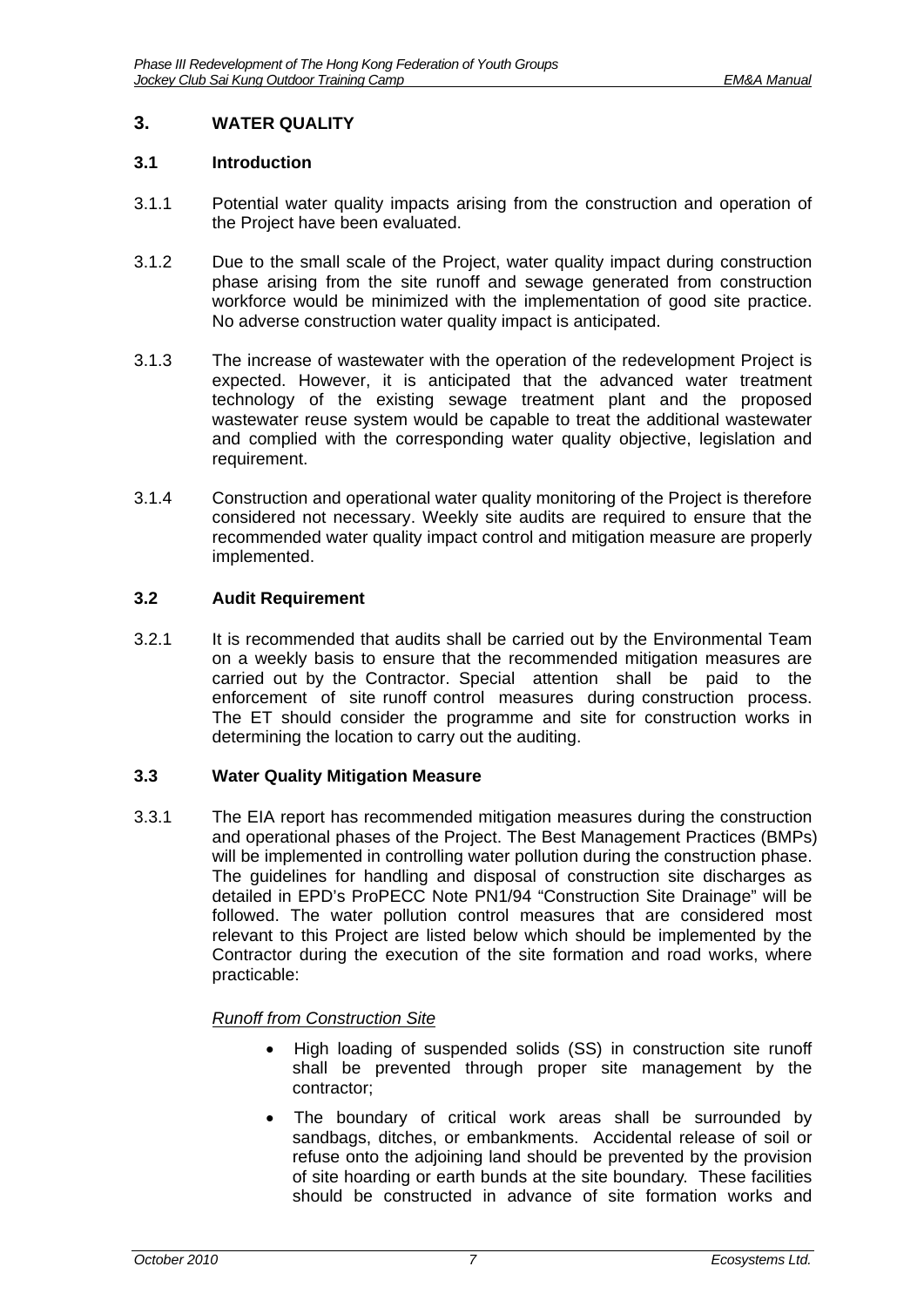## 3. WATER QUALITY

### 3.1 Introduction

3.1.1 Potential water quality impacts arising from the construction and operation of the Project have been evaluated.

3.1.2 Due to the small scale of the Project, water quality impact during construction phase arising from the site runoff and sewage generated from construction workforce would be minimized with the implementation of good site practice. No adverse construction water quality impact is anticipated.

3.1.3 The increase of wastewater with the operation of the redevelopment Project is expected. However, it is anticipated that the advanced water treatment technology of the existing sewage treatment plant and the proposed wastewater reuse system would be capable to treat the additional wastewater and complied with the corresponding water quality objective, legislation and requirement.

3.1.4 Construction and operational water quality monitoring of the Project is therefore considered not necessary. Weekly site audits are required to ensure that the recommended water quality impact control and mitigation measure are properly implemented.

### 3.2 Audit Requirement

3.2.1 It is recommended that audits shall be carried out by the Environmental Team on a weekly basis to ensure that the recommended mitigation measures are carried out by the Contractor. Special attention shall be paid to the enforcement of site runoff control measures during construction process. The ET should consider the programme and site for construction works in determining the location to carry out the auditing.

### 3.3 Water Quality Mitigation Measure

3.3.1 The EIA report has recommended mitigation measures during the construction and operational phases of the Project. The Best Management Practices (BMPs) will be implemented in controlling water pollution during the construction phase. The guidelines for handling and disposal of construction site discharges as detailed in EPD's ProPECC Note PN1/94 "Construction Site Drainage" will be followed. The water pollution control measures that are considered most relevant to this Project are listed below which should be implemented by the Contractor during the execution of the site formation and road works, where practicable:

*Runoff from Construction Site*

- High loading of suspended solids (SS) in construction site runoff shall be prevented through proper site management by the contractor;
- The boundary of critical work areas shall be surrounded by sandbags, ditches, or embankments. Accidental release of soil or refuse onto the adjoining land should be prevented by the provision of site hoarding or earth bunds at the site boundary. These facilities should be constructed in advance of site formation works and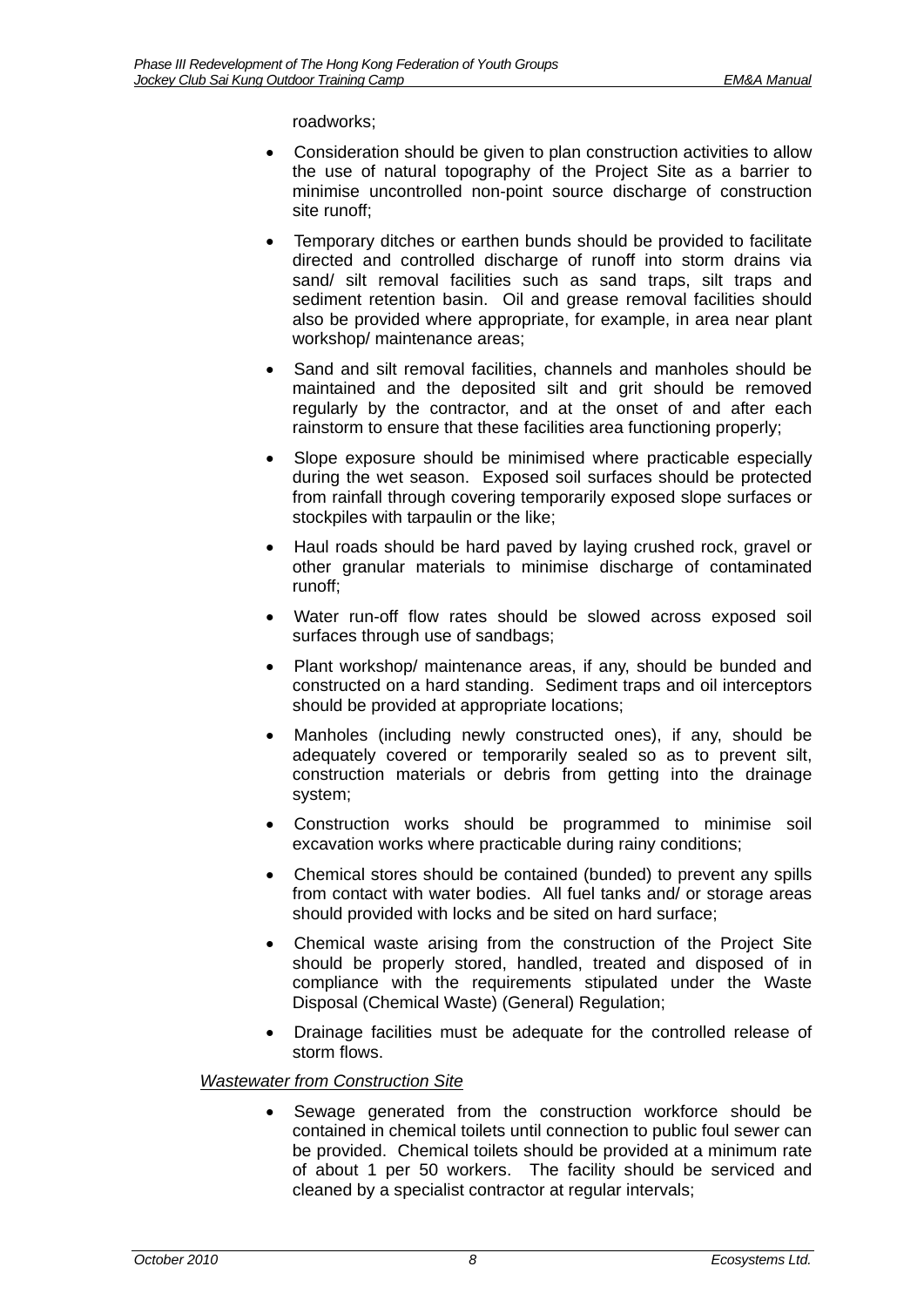roadworks;

- Consideration should be given to plan construction activities to allow the use of natural topography of the Project Site as a barrier to minimise uncontrolled non-point source discharge of construction site runoff;
- Temporary ditches or earthen bunds should be provided to facilitate directed and controlled discharge of runoff into storm drains via sand/ silt removal facilities such as sand traps, silt traps and sediment retention basin. Oil and grease removal facilities should also be provided where appropriate, for example, in area near plant workshop/ maintenance areas;
- Sand and silt removal facilities, channels and manholes should be maintained and the deposited silt and grit should be removed regularly by the contractor, and at the onset of and after each rainstorm to ensure that these facilities area functioning properly;
- Slope exposure should be minimised where practicable especially during the wet season. Exposed soil surfaces should be protected from rainfall through covering temporarily exposed slope surfaces or stockpiles with tarpaulin or the like;
- Haul roads should be hard paved by laying crushed rock, gravel or other granular materials to minimise discharge of contaminated runoff;
- Water run-off flow rates should be slowed across exposed soil surfaces through use of sandbags;
- Plant workshop/ maintenance areas, if any, should be bunded and constructed on a hard standing. Sediment traps and oil interceptors should be provided at appropriate locations;
- Manholes (including newly constructed ones), if any, should be adequately covered or temporarily sealed so as to prevent silt, construction materials or debris from getting into the drainage system;
- Construction works should be programmed to minimise soil excavation works where practicable during rainy conditions;
- Chemical stores should be contained (bunded) to prevent any spills from contact with water bodies. All fuel tanks and/ or storage areas should provided with locks and be sited on hard surface;
- Chemical waste arising from the construction of the Project Site should be properly stored, handled, treated and disposed of in compliance with the requirements stipulated under the Waste Disposal (Chemical Waste) (General) Regulation;
- Drainage facilities must be adequate for the controlled release of storm flows.

*Wastewater from Construction Site*

- Sewage generated from the construction workforce should be contained in chemical toilets until connection to public foul sewer can be provided. Chemical toilets should be provided at a minimum rate of about 1 per 50 workers. The facility should be serviced and cleaned by a specialist contractor at regular intervals;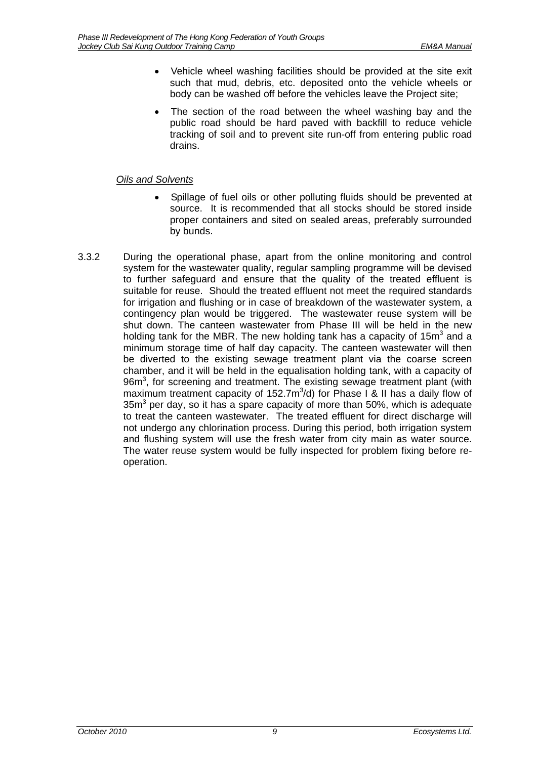- Vehicle wheel washing facilities should be provided at the site exit such that mud, debris, etc. deposited onto the vehicle wheels or body can be washed off before the vehicles leave the Project site;
- The section of the road between the wheel washing bay and the public road should be hard paved with backfill to reduce vehicle tracking of soil and to prevent site run-off from entering public road drains.

*Oils and Solvents*

- Spillage of fuel oils or other polluting fluids should be prevented at source. It is recommended that all stocks should be stored inside proper containers and sited on sealed areas, preferably surrounded by bunds.

3.3.2 During the operational phase, apart from the online monitoring and control system for the wastewater quality, regular sampling programme will be devised to further safeguard and ensure that the quality of the treated effluent is suitable for reuse. Should the treated effluent not meet the required standards for irrigation and flushing or in case of breakdown of the wastewater system, a contingency plan would be triggered. The wastewater reuse system will be shut down. The canteen wastewater from Phase III will be held in the new holding tank for the MBR. The new holding tank has a capacity of $15m^3$ and a minimum storage time of half day capacity. The canteen wastewater will then be diverted to the existing sewage treatment plant via the coarse screen chamber, and it will be held in the equalisation holding tank, with a capacity of $96m^3$, for screening and treatment. The existing sewage treatment plant (with maximum treatment capacity of $152.7m^3/d$) for Phase I & II has a daily flow of $35m^3$ per day, so it has a spare capacity of more than 50%, which is adequate to treat the canteen wastewater. The treated effluent for direct discharge will not undergo any chlorination process. During this period, both irrigation system and flushing system will use the fresh water from city main as water source. The water reuse system would be fully inspected for problem fixing before re-operation.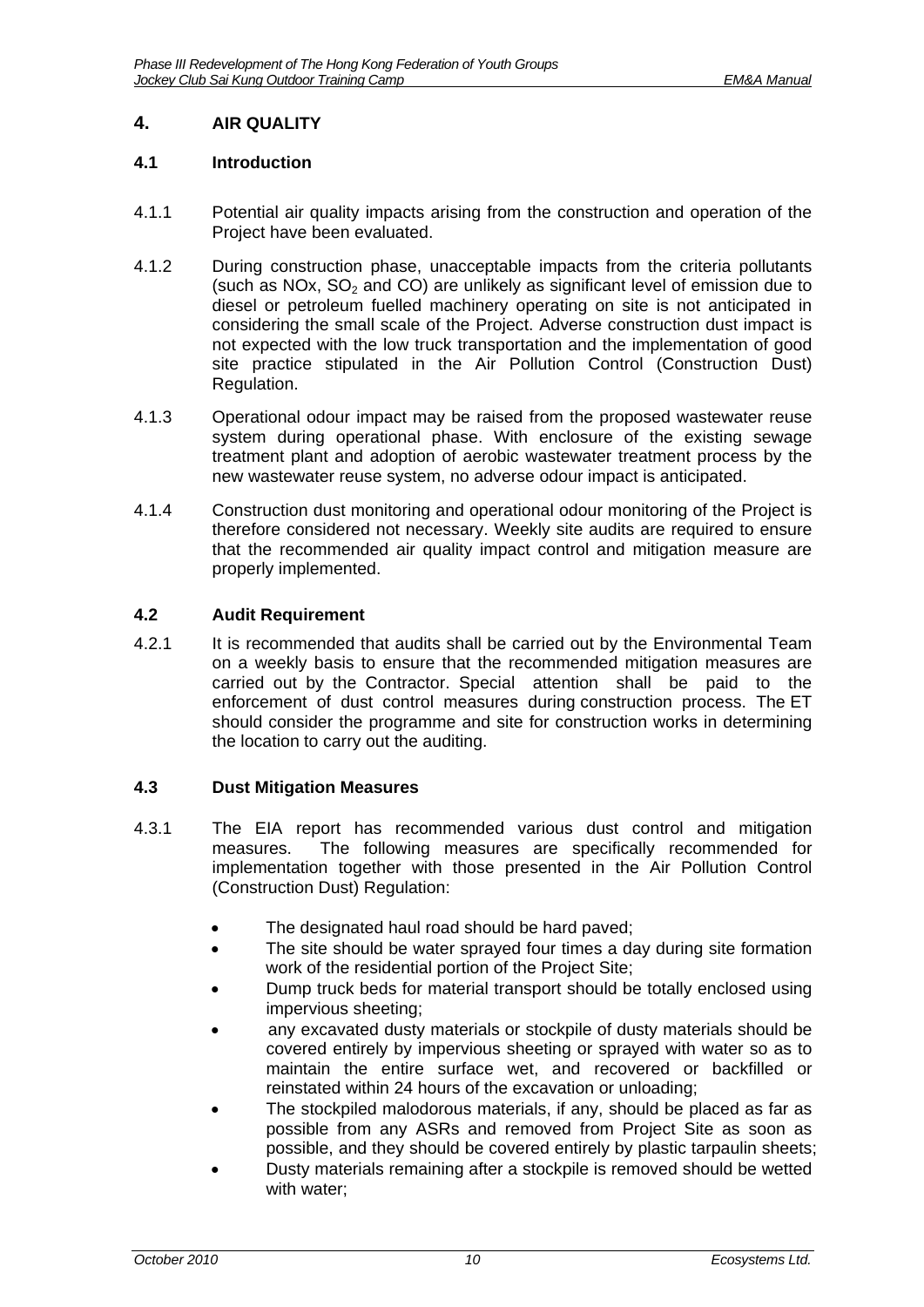## 4. AIR QUALITY

### 4.1 Introduction

4.1.1 Potential air quality impacts arising from the construction and operation of the Project have been evaluated.

4.1.2 During construction phase, unacceptable impacts from the criteria pollutants (such as NOx, $SO_2$ and CO) are unlikely as significant level of emission due to diesel or petroleum fuelled machinery operating on site is not anticipated in considering the small scale of the Project. Adverse construction dust impact is not expected with the low truck transportation and the implementation of good site practice stipulated in the Air Pollution Control (Construction Dust) Regulation.

4.1.3 Operational odour impact may be raised from the proposed wastewater reuse system during operational phase. With enclosure of the existing sewage treatment plant and adoption of aerobic wastewater treatment process by the new wastewater reuse system, no adverse odour impact is anticipated.

4.1.4 Construction dust monitoring and operational odour monitoring of the Project is therefore considered not necessary. Weekly site audits are required to ensure that the recommended air quality impact control and mitigation measure are properly implemented.

### 4.2 Audit Requirement

4.2.1 It is recommended that audits shall be carried out by the Environmental Team on a weekly basis to ensure that the recommended mitigation measures are carried out by the Contractor. Special attention shall be paid to the enforcement of dust control measures during construction process. The ET should consider the programme and site for construction works in determining the location to carry out the auditing.

### 4.3 Dust Mitigation Measures

4.3.1 The EIA report has recommended various dust control and mitigation measures. The following measures are specifically recommended for implementation together with those presented in the Air Pollution Control (Construction Dust) Regulation:

- The designated haul road should be hard paved;
- The site should be water sprayed four times a day during site formation work of the residential portion of the Project Site;
- Dump truck beds for material transport should be totally enclosed using impervious sheeting;
- any excavated dusty materials or stockpile of dusty materials should be covered entirely by impervious sheeting or sprayed with water so as to maintain the entire surface wet, and recovered or backfilled or reinstated within 24 hours of the excavation or unloading;
- The stockpiled malodorous materials, if any, should be placed as far as possible from any ASRs and removed from Project Site as soon as possible, and they should be covered entirely by plastic tarpaulin sheets;
- Dusty materials remaining after a stockpile is removed should be wetted with water;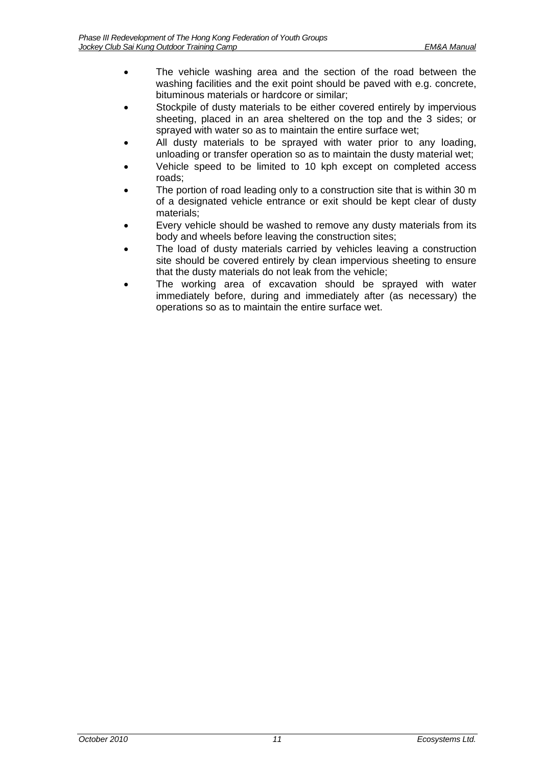- The vehicle washing area and the section of the road between the washing facilities and the exit point should be paved with e.g. concrete, bituminous materials or hardcore or similar;
- Stockpile of dusty materials to be either covered entirely by impervious sheeting, placed in an area sheltered on the top and the 3 sides; or sprayed with water so as to maintain the entire surface wet;
- All dusty materials to be sprayed with water prior to any loading, unloading or transfer operation so as to maintain the dusty material wet;
- Vehicle speed to be limited to 10 kph except on completed access roads;
- The portion of road leading only to a construction site that is within 30 m of a designated vehicle entrance or exit should be kept clear of dusty materials;
- Every vehicle should be washed to remove any dusty materials from its body and wheels before leaving the construction sites;
- The load of dusty materials carried by vehicles leaving a construction site should be covered entirely by clean impervious sheeting to ensure that the dusty materials do not leak from the vehicle;
- The working area of excavation should be sprayed with water immediately before, during and immediately after (as necessary) the operations so as to maintain the entire surface wet.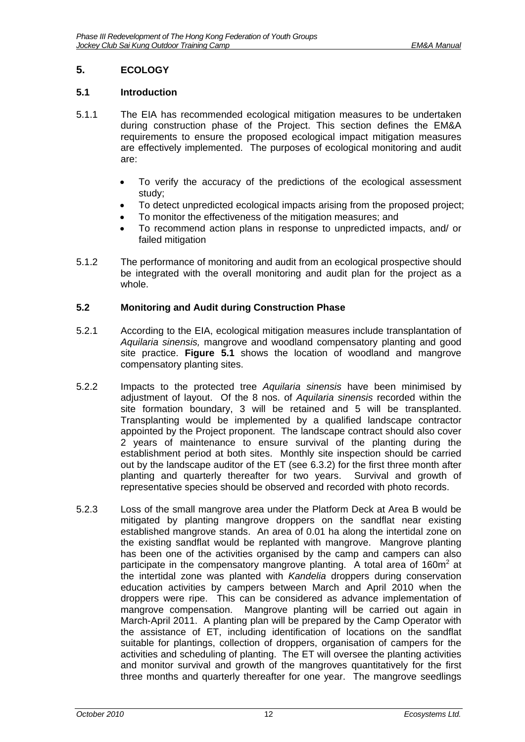# 5. ECOLOGY

## 5.1 Introduction

5.1.1 The EIA has recommended ecological mitigation measures to be undertaken during construction phase of the Project. This section defines the EM&A requirements to ensure the proposed ecological impact mitigation measures are effectively implemented. The purposes of ecological monitoring and audit are:

- To verify the accuracy of the predictions of the ecological assessment study;
- To detect unpredicted ecological impacts arising from the proposed project;
- To monitor the effectiveness of the mitigation measures; and
- To recommend action plans in response to unpredicted impacts, and/ or failed mitigation

5.1.2 The performance of monitoring and audit from an ecological prospective should be integrated with the overall monitoring and audit plan for the project as a whole.

## 5.2 Monitoring and Audit during Construction Phase

5.2.1 According to the EIA, ecological mitigation measures include transplantation of *Aquilaria sinensis,* mangrove and woodland compensatory planting and good site practice. **Figure 5.1** shows the location of woodland and mangrove compensatory planting sites.

5.2.2 Impacts to the protected tree *Aquilaria sinensis* have been minimised by adjustment of layout. Of the 8 nos. of *Aquilaria sinensis* recorded within the site formation boundary, 3 will be retained and 5 will be transplanted. Transplanting would be implemented by a qualified landscape contractor appointed by the Project proponent. The landscape contract should also cover 2 years of maintenance to ensure survival of the planting during the establishment period at both sites. Monthly site inspection should be carried out by the landscape auditor of the ET (see 6.3.2) for the first three month after planting and quarterly thereafter for two years. Survival and growth of representative species should be observed and recorded with photo records.

5.2.3 Loss of the small mangrove area under the Platform Deck at Area B would be mitigated by planting mangrove droppers on the sandflat near existing established mangrove stands. An area of 0.01 ha along the intertidal zone on the existing sandflat would be replanted with mangrove. Mangrove planting has been one of the activities organised by the camp and campers can also participate in the compensatory mangrove planting. A total area of 160m$^2$ at the intertidal zone was planted with *Kandelia* droppers during conservation education activities by campers between March and April 2010 when the droppers were ripe. This can be considered as advance implementation of mangrove compensation. Mangrove planting will be carried out again in March-April 2011. A planting plan will be prepared by the Camp Operator with the assistance of ET, including identification of locations on the sandflat suitable for plantings, collection of droppers, organisation of campers for the activities and scheduling of planting. The ET will oversee the planting activities and monitor survival and growth of the mangroves quantitatively for the first three months and quarterly thereafter for one year. The mangrove seedlings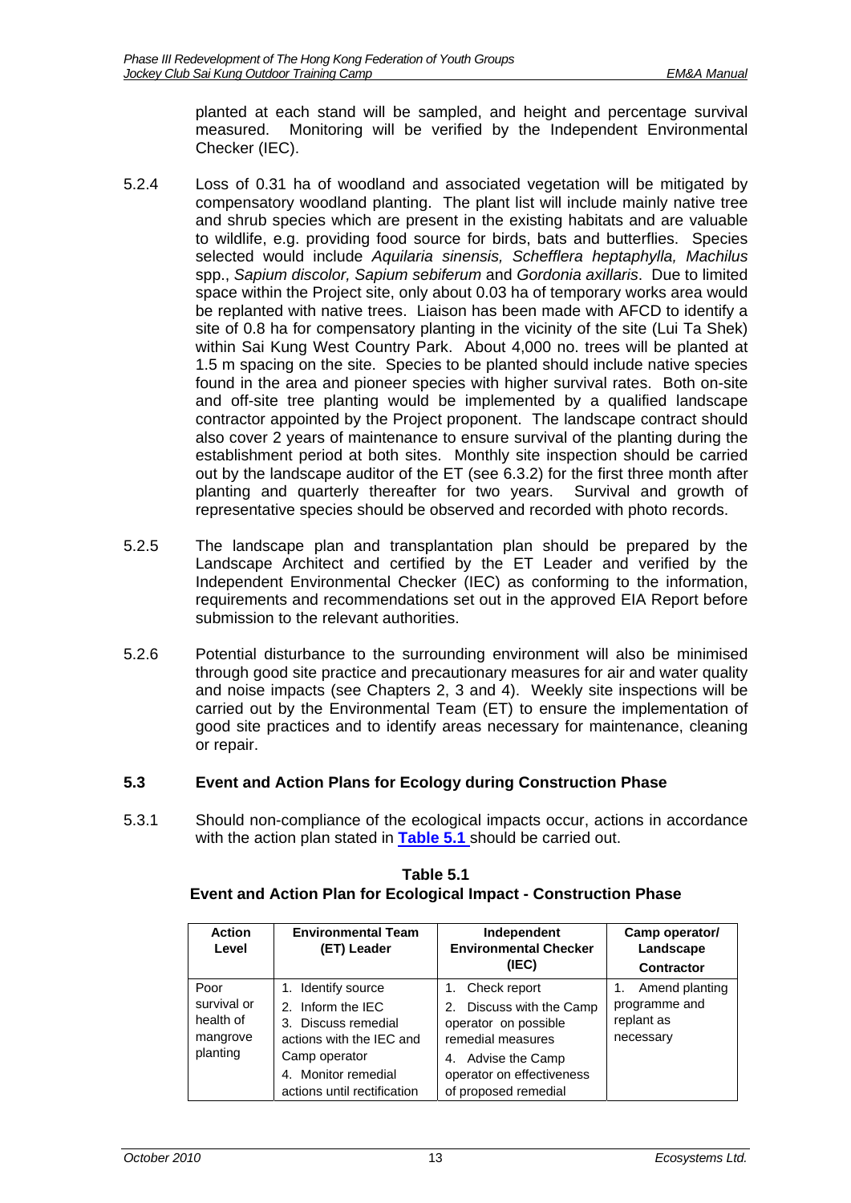planted at each stand will be sampled, and height and percentage survival measured. Monitoring will be verified by the Independent Environmental Checker (IEC).

5.2.4 Loss of 0.31 ha of woodland and associated vegetation will be mitigated by compensatory woodland planting. The plant list will include mainly native tree and shrub species which are present in the existing habitats and are valuable to wildlife, e.g. providing food source for birds, bats and butterflies. Species selected would include *Aquilaria sinensis, Schefflera heptaphylla, Machilus* spp., *Sapium discolor, Sapium sebiferum* and *Gordonia axillaris*. Due to limited space within the Project site, only about 0.03 ha of temporary works area would be replanted with native trees. Liaison has been made with AFCD to identify a site of 0.8 ha for compensatory planting in the vicinity of the site (Lui Ta Shek) within Sai Kung West Country Park. About 4,000 no. trees will be planted at 1.5 m spacing on the site. Species to be planted should include native species found in the area and pioneer species with higher survival rates. Both on-site and off-site tree planting would be implemented by a qualified landscape contractor appointed by the Project proponent. The landscape contract should also cover 2 years of maintenance to ensure survival of the planting during the establishment period at both sites. Monthly site inspection should be carried out by the landscape auditor of the ET (see 6.3.2) for the first three month after planting and quarterly thereafter for two years. Survival and growth of representative species should be observed and recorded with photo records.

5.2.5 The landscape plan and transplantation plan should be prepared by the Landscape Architect and certified by the ET Leader and verified by the Independent Environmental Checker (IEC) as conforming to the information, requirements and recommendations set out in the approved EIA Report before submission to the relevant authorities.

5.2.6 Potential disturbance to the surrounding environment will also be minimised through good site practice and precautionary measures for air and water quality and noise impacts (see Chapters 2, 3 and 4). Weekly site inspections will be carried out by the Environmental Team (ET) to ensure the implementation of good site practices and to identify areas necessary for maintenance, cleaning or repair.

### 5.3 Event and Action Plans for Ecology during Construction Phase

5.3.1 Should non-compliance of the ecological impacts occur, actions in accordance with the action plan stated in **Table 5.1** should be carried out.

**Table 5.1**
**Event and Action Plan for Ecological Impact - Construction Phase**

| Action Level | Environmental Team (ET) Leader | Independent Environmental Checker (IEC) | Camp operator/ Landscape Contractor |
|---|---|---|---|
| Poor survival or health of mangrove planting | 1. Identify source<br>2. Inform the IEC<br>3. Discuss remedial actions with the IEC and Camp operator<br>4. Monitor remedial actions until rectification | 1. Check report<br>2. Discuss with the Camp operator on possible remedial measures<br>4. Advise the Camp operator on effectiveness of proposed remedial | 1. Amend planting programme and replant as necessary |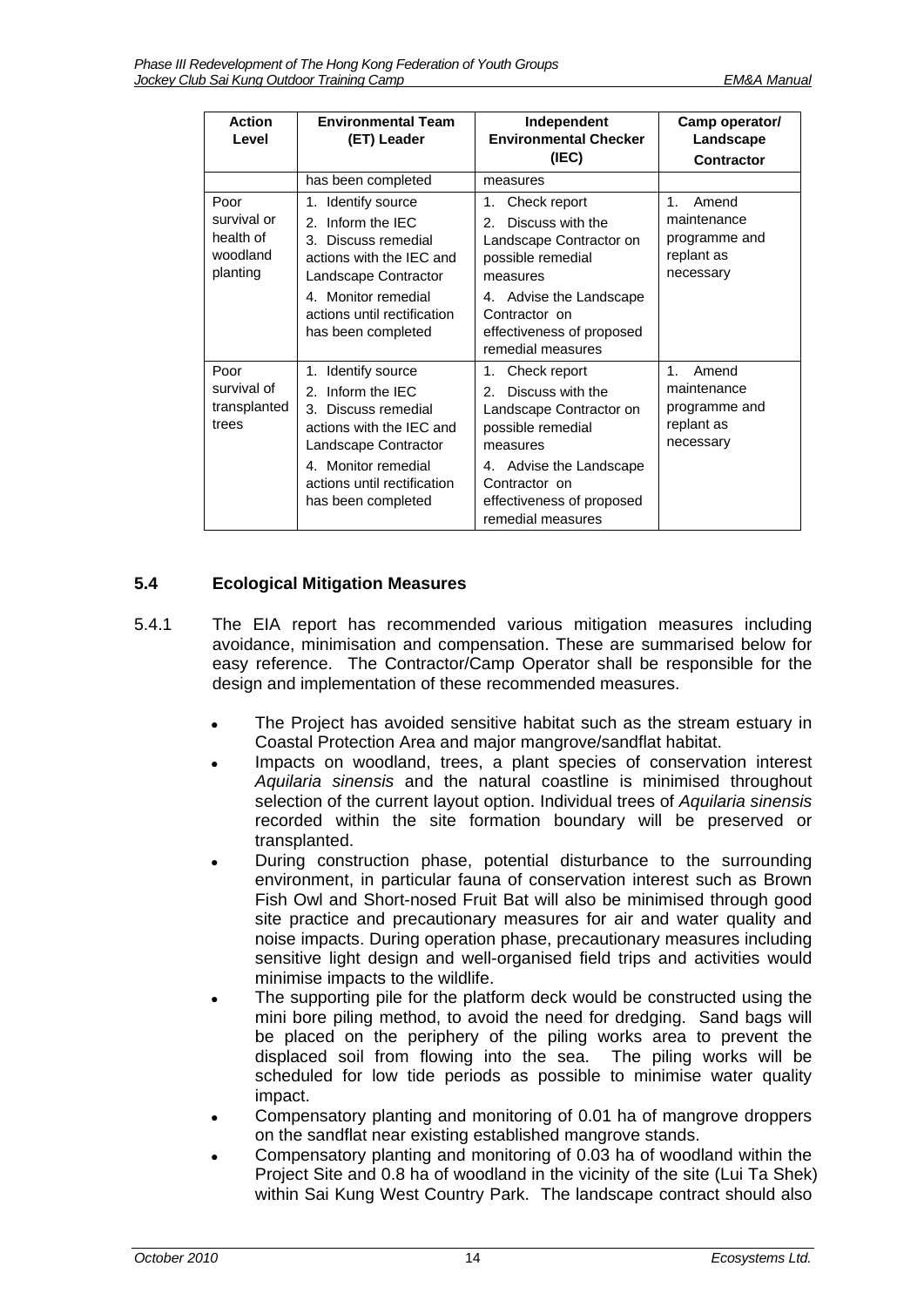| Action Level | Environmental Team (ET) Leader | Independent Environmental Checker (IEC) | Camp operator/ Landscape Contractor |
|---|---|---|---|
| | has been completed | measures | |
| Poor survival or health of woodland planting | 1. Identify source<br>2. Inform the IEC<br>3. Discuss remedial actions with the IEC and Landscape Contractor<br>4. Monitor remedial actions until rectification has been completed | 1. Check report<br>2. Discuss with the Landscape Contractor on possible remedial measures<br>4. Advise the Landscape Contractor on effectiveness of proposed remedial measures | 1. Amend maintenance programme and replant as necessary |
| Poor survival of transplanted trees | 1. Identify source<br>2. Inform the IEC<br>3. Discuss remedial actions with the IEC and Landscape Contractor<br>4. Monitor remedial actions until rectification has been completed | 1. Check report<br>2. Discuss with the Landscape Contractor on possible remedial measures<br>4. Advise the Landscape Contractor on effectiveness of proposed remedial measures | 1. Amend maintenance programme and replant as necessary |

## 5.4 Ecological Mitigation Measures

5.4.1 The EIA report has recommended various mitigation measures including avoidance, minimisation and compensation. These are summarised below for easy reference. The Contractor/Camp Operator shall be responsible for the design and implementation of these recommended measures.

- The Project has avoided sensitive habitat such as the stream estuary in Coastal Protection Area and major mangrove/sandflat habitat.
- Impacts on woodland, trees, a plant species of conservation interest *Aquilaria sinensis* and the natural coastline is minimised throughout selection of the current layout option. Individual trees of *Aquilaria sinensis* recorded within the site formation boundary will be preserved or transplanted.
- During construction phase, potential disturbance to the surrounding environment, in particular fauna of conservation interest such as Brown Fish Owl and Short-nosed Fruit Bat will also be minimised through good site practice and precautionary measures for air and water quality and noise impacts. During operation phase, precautionary measures including sensitive light design and well-organised field trips and activities would minimise impacts to the wildlife.
- The supporting pile for the platform deck would be constructed using the mini bore piling method, to avoid the need for dredging. Sand bags will be placed on the periphery of the piling works area to prevent the displaced soil from flowing into the sea. The piling works will be scheduled for low tide periods as possible to minimise water quality impact.
- Compensatory planting and monitoring of 0.01 ha of mangrove droppers on the sandflat near existing established mangrove stands.
- Compensatory planting and monitoring of 0.03 ha of woodland within the Project Site and 0.8 ha of woodland in the vicinity of the site (Lui Ta Shek) within Sai Kung West Country Park. The landscape contract should also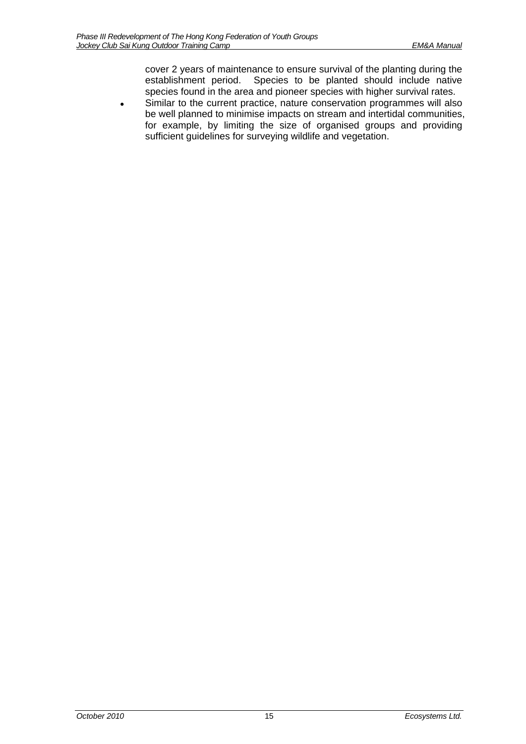cover 2 years of maintenance to ensure survival of the planting during the establishment period. Species to be planted should include native species found in the area and pioneer species with higher survival rates.

- Similar to the current practice, nature conservation programmes will also be well planned to minimise impacts on stream and intertidal communities, for example, by limiting the size of organised groups and providing sufficient guidelines for surveying wildlife and vegetation.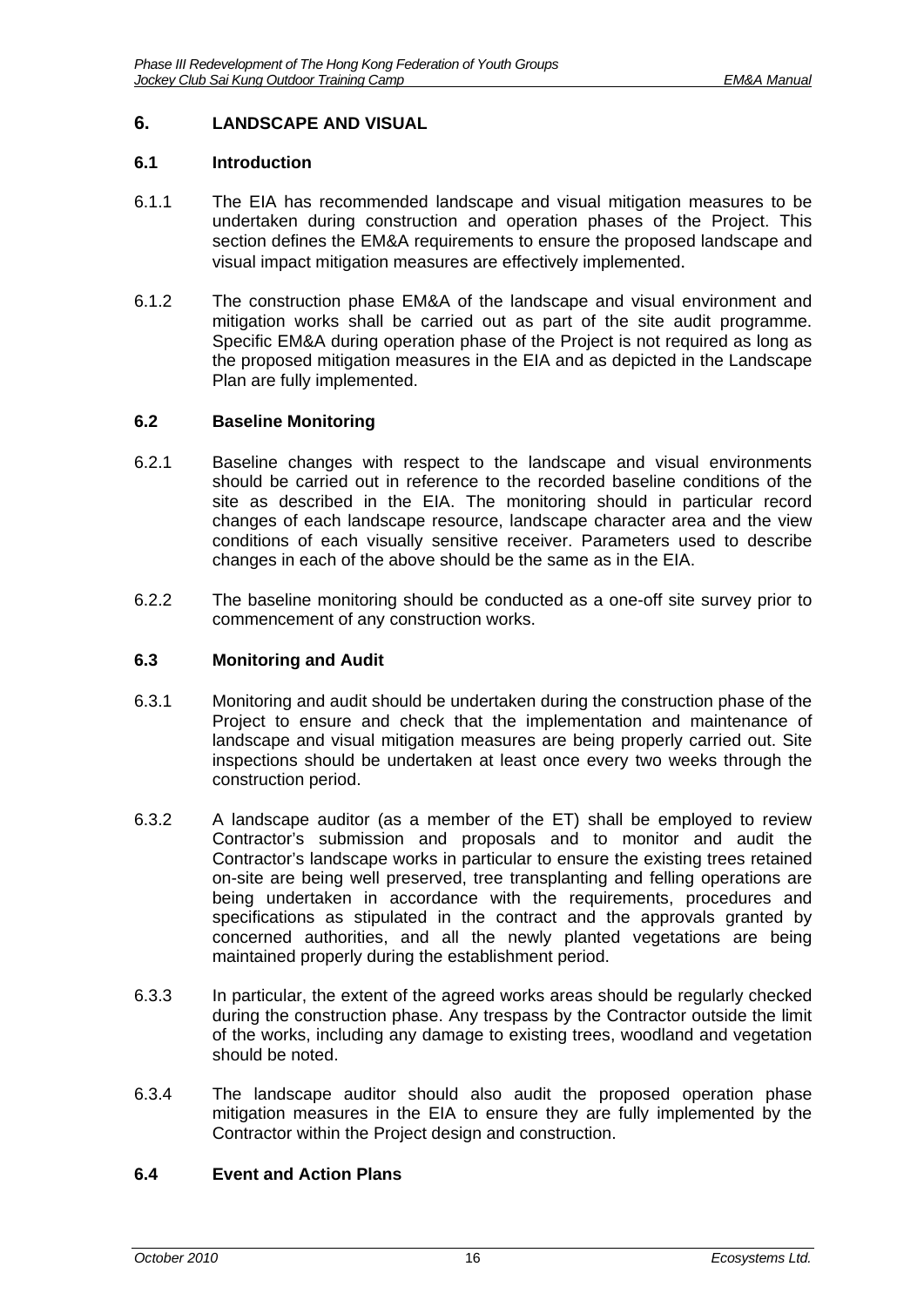## 6. LANDSCAPE AND VISUAL

### 6.1 Introduction

6.1.1 The EIA has recommended landscape and visual mitigation measures to be undertaken during construction and operation phases of the Project. This section defines the EM&A requirements to ensure the proposed landscape and visual impact mitigation measures are effectively implemented.

6.1.2 The construction phase EM&A of the landscape and visual environment and mitigation works shall be carried out as part of the site audit programme. Specific EM&A during operation phase of the Project is not required as long as the proposed mitigation measures in the EIA and as depicted in the Landscape Plan are fully implemented.

### 6.2 Baseline Monitoring

6.2.1 Baseline changes with respect to the landscape and visual environments should be carried out in reference to the recorded baseline conditions of the site as described in the EIA. The monitoring should in particular record changes of each landscape resource, landscape character area and the view conditions of each visually sensitive receiver. Parameters used to describe changes in each of the above should be the same as in the EIA.

6.2.2 The baseline monitoring should be conducted as a one-off site survey prior to commencement of any construction works.

### 6.3 Monitoring and Audit

6.3.1 Monitoring and audit should be undertaken during the construction phase of the Project to ensure and check that the implementation and maintenance of landscape and visual mitigation measures are being properly carried out. Site inspections should be undertaken at least once every two weeks through the construction period.

6.3.2 A landscape auditor (as a member of the ET) shall be employed to review Contractor's submission and proposals and to monitor and audit the Contractor's landscape works in particular to ensure the existing trees retained on-site are being well preserved, tree transplanting and felling operations are being undertaken in accordance with the requirements, procedures and specifications as stipulated in the contract and the approvals granted by concerned authorities, and all the newly planted vegetations are being maintained properly during the establishment period.

6.3.3 In particular, the extent of the agreed works areas should be regularly checked during the construction phase. Any trespass by the Contractor outside the limit of the works, including any damage to existing trees, woodland and vegetation should be noted.

6.3.4 The landscape auditor should also audit the proposed operation phase mitigation measures in the EIA to ensure they are fully implemented by the Contractor within the Project design and construction.

### 6.4 Event and Action Plans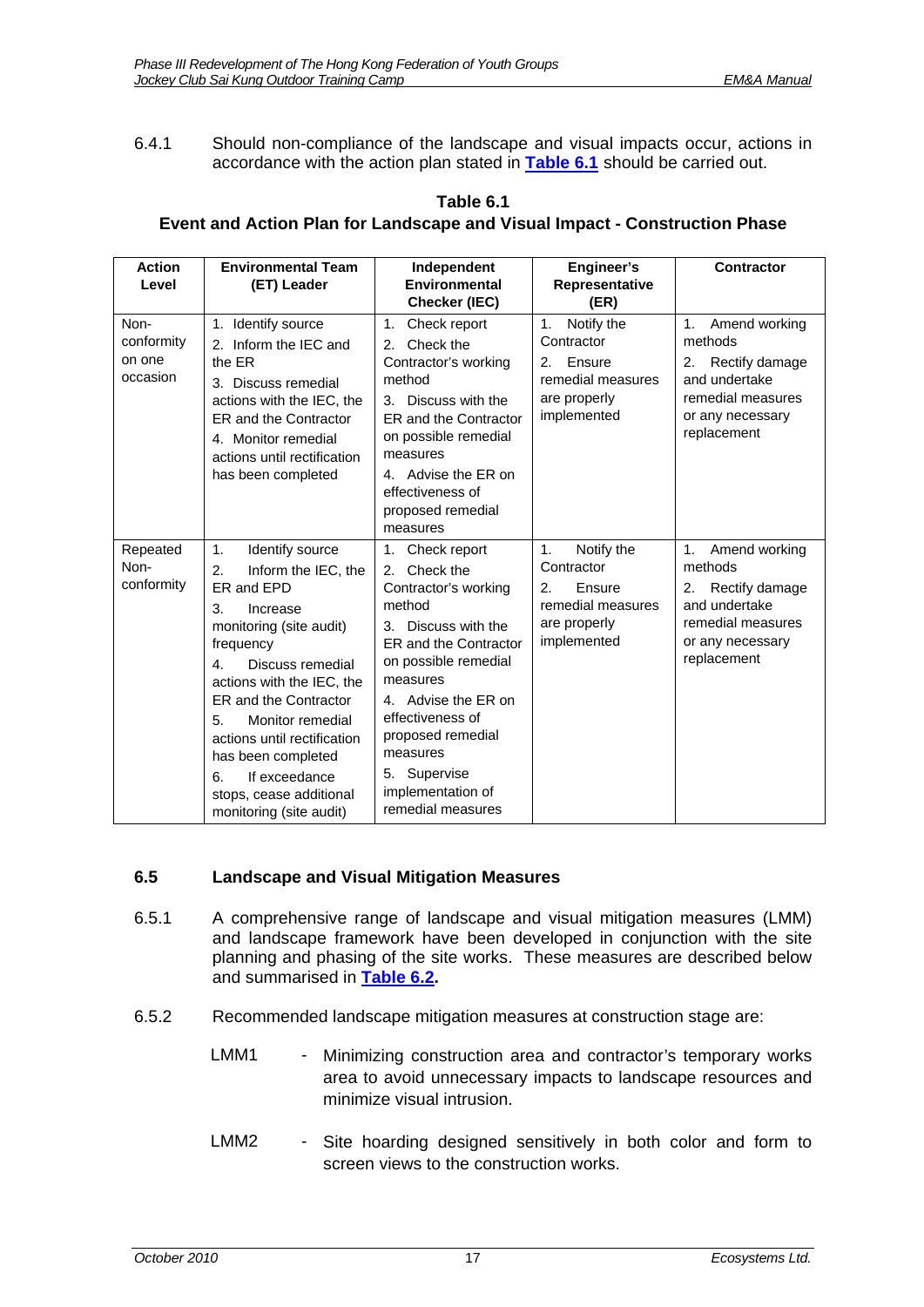6.4.1 Should non-compliance of the landscape and visual impacts occur, actions in accordance with the action plan stated in **Table 6.1** should be carried out.

**Table 6.1**
**Event and Action Plan for Landscape and Visual Impact - Construction Phase**

| Action Level | Environmental Team (ET) Leader | Independent Environmental Checker (IEC) | Engineer's Representative (ER) | Contractor |
|---|---|---|---|---|
| Non-conformity on one occasion | 1. Identify source<br>2. Inform the IEC and the ER<br>3. Discuss remedial actions with the IEC, the ER and the Contractor<br>4. Monitor remedial actions until rectification has been completed | 1. Check report<br>2. Check the Contractor's working method<br>3. Discuss with the ER and the Contractor on possible remedial measures<br>4. Advise the ER on effectiveness of proposed remedial measures | 1. Notify the Contractor<br>2. Ensure remedial measures are properly implemented | 1. Amend working methods<br>2. Rectify damage and undertake remedial measures or any necessary replacement |
| Repeated Non-conformity | 1. Identify source<br>2. Inform the IEC, the ER and EPD<br>3. Increase monitoring (site audit) frequency<br>4. Discuss remedial actions with the IEC, the ER and the Contractor<br>5. Monitor remedial actions until rectification has been completed<br>6. If exceedance stops, cease additional monitoring (site audit) | 1. Check report<br>2. Check the Contractor's working method<br>3. Discuss with the ER and the Contractor on possible remedial measures<br>4. Advise the ER on effectiveness of proposed remedial measures<br>5. Supervise implementation of remedial measures | 1. Notify the Contractor<br>2. Ensure remedial measures are properly implemented | 1. Amend working methods<br>2. Rectify damage and undertake remedial measures or any necessary replacement |

### 6.5 Landscape and Visual Mitigation Measures

6.5.1 A comprehensive range of landscape and visual mitigation measures (LMM) and landscape framework have been developed in conjunction with the site planning and phasing of the site works. These measures are described below and summarised in **Table 6.2.**

6.5.2 Recommended landscape mitigation measures at construction stage are:

LMM1 - Minimizing construction area and contractor's temporary works area to avoid unnecessary impacts to landscape resources and minimize visual intrusion.

LMM2 - Site hoarding designed sensitively in both color and form to screen views to the construction works.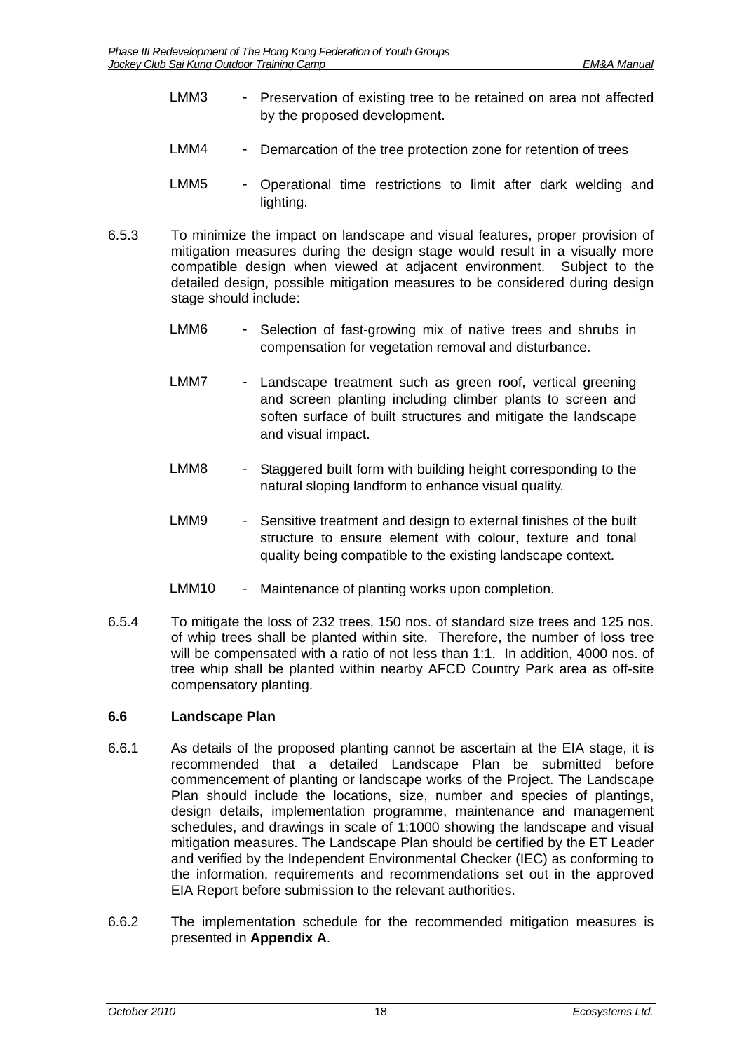LMM3 - Preservation of existing tree to be retained on area not affected by the proposed development.

LMM4 - Demarcation of the tree protection zone for retention of trees

LMM5 - Operational time restrictions to limit after dark welding and lighting.

6.5.3 To minimize the impact on landscape and visual features, proper provision of mitigation measures during the design stage would result in a visually more compatible design when viewed at adjacent environment. Subject to the detailed design, possible mitigation measures to be considered during design stage should include:

LMM6 - Selection of fast-growing mix of native trees and shrubs in compensation for vegetation removal and disturbance.

LMM7 - Landscape treatment such as green roof, vertical greening and screen planting including climber plants to screen and soften surface of built structures and mitigate the landscape and visual impact.

LMM8 - Staggered built form with building height corresponding to the natural sloping landform to enhance visual quality.

LMM9 - Sensitive treatment and design to external finishes of the built structure to ensure element with colour, texture and tonal quality being compatible to the existing landscape context.

LMM10 - Maintenance of planting works upon completion.

6.5.4 To mitigate the loss of 232 trees, 150 nos. of standard size trees and 125 nos. of whip trees shall be planted within site. Therefore, the number of loss tree will be compensated with a ratio of not less than 1:1. In addition, 4000 nos. of tree whip shall be planted within nearby AFCD Country Park area as off-site compensatory planting.

### 6.6 Landscape Plan

6.6.1 As details of the proposed planting cannot be ascertain at the EIA stage, it is recommended that a detailed Landscape Plan be submitted before commencement of planting or landscape works of the Project. The Landscape Plan should include the locations, size, number and species of plantings, design details, implementation programme, maintenance and management schedules, and drawings in scale of 1:1000 showing the landscape and visual mitigation measures. The Landscape Plan should be certified by the ET Leader and verified by the Independent Environmental Checker (IEC) as conforming to the information, requirements and recommendations set out in the approved EIA Report before submission to the relevant authorities.

6.6.2 The implementation schedule for the recommended mitigation measures is presented in **Appendix A**.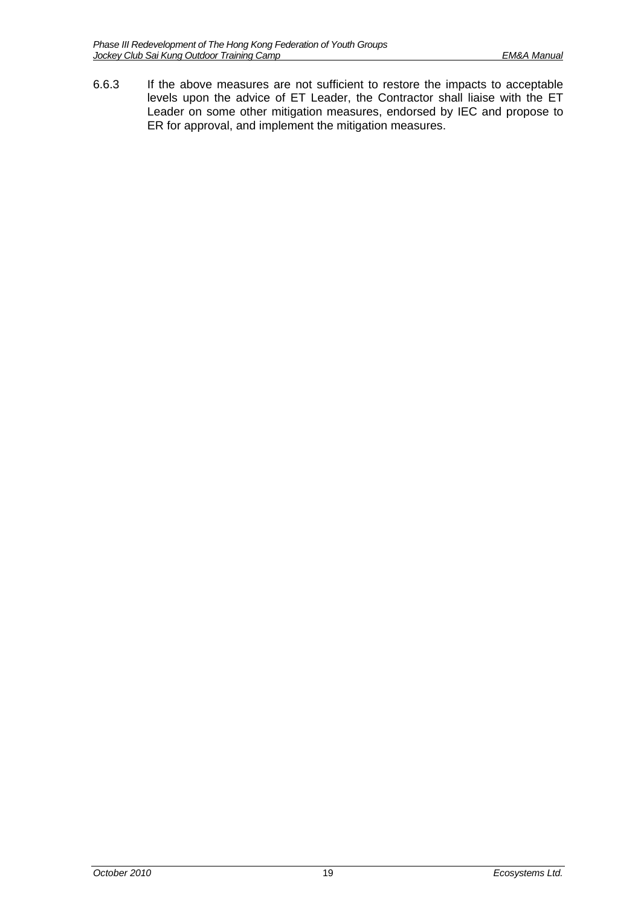6.6.3 If the above measures are not sufficient to restore the impacts to acceptable levels upon the advice of ET Leader, the Contractor shall liaise with the ET Leader on some other mitigation measures, endorsed by IEC and propose to ER for approval, and implement the mitigation measures.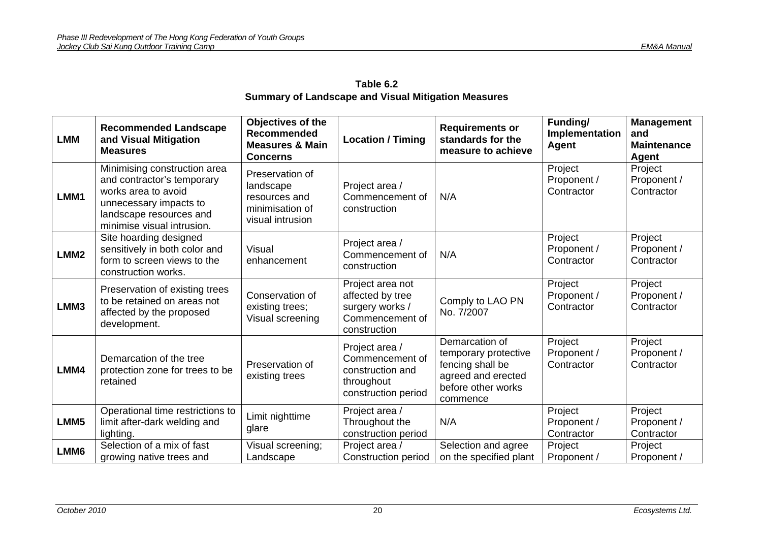**Table 6.2**
**Summary of Landscape and Visual Mitigation Measures**

| LMM | Recommended Landscape and Visual Mitigation Measures | Objectives of the Recommended Measures & Main Concerns | Location / Timing | Requirements or standards for the measure to achieve | Funding/ Implementation Agent | Management and Maintenance Agent |
|---|---|---|---|---|---|---|
| LMM1 | Minimising construction area and contractor's temporary works area to avoid unnecessary impacts to landscape resources and minimise visual intrusion. | Preservation of landscape resources and minimisation of visual intrusion | Project area / Commencement of construction | N/A | Project Proponent / Contractor | Project Proponent / Contractor |
| LMM2 | Site hoarding designed sensitively in both color and form to screen views to the construction works. | Visual enhancement | Project area / Commencement of construction | N/A | Project Proponent / Contractor | Project Proponent / Contractor |
| LMM3 | Preservation of existing trees to be retained on areas not affected by the proposed development. | Conservation of existing trees; Visual screening | Project area not affected by tree surgery works / Commencement of construction | Comply to LAO PN No. 7/2007 | Project Proponent / Contractor | Project Proponent / Contractor |
| LMM4 | Demarcation of the tree protection zone for trees to be retained | Preservation of existing trees | Project area / Commencement of construction and throughout construction period | Demarcation of temporary protective fencing shall be agreed and erected before other works commence | Project Proponent / Contractor | Project Proponent / Contractor |
| LMM5 | Operational time restrictions to limit after-dark welding and lighting. | Limit nighttime glare | Project area / Throughout the construction period | N/A | Project Proponent / Contractor | Project Proponent / Contractor |
| LMM6 | Selection of a mix of fast growing native trees and | Visual screening; Landscape | Project area / Construction period | Selection and agree on the specified plant | Project Proponent / | Project Proponent / |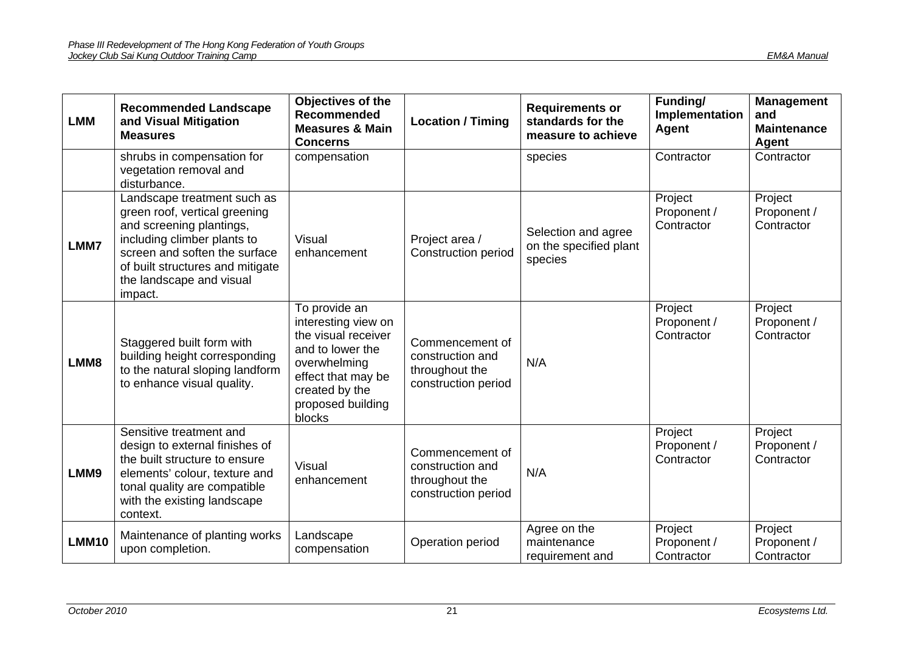| LMM | Recommended Landscape and Visual Mitigation Measures | Objectives of the Recommended Measures & Main Concerns | Location / Timing | Requirements or standards for the measure to achieve | Funding/ Implementation Agent | Management and Maintenance Agent |
|---|---|---|---|---|---|---|
| | shrubs in compensation for vegetation removal and disturbance. | compensation | | species | Contractor | Contractor |
| **LMM7** | Landscape treatment such as green roof, vertical greening and screening plantings, including climber plants to screen and soften the surface of built structures and mitigate the landscape and visual impact. | Visual enhancement | Project area / Construction period | Selection and agree on the specified plant species | Project Proponent / Contractor | Project Proponent / Contractor |
| **LMM8** | Staggered built form with building height corresponding to the natural sloping landform to enhance visual quality. | To provide an interesting view on the visual receiver and to lower the overwhelming effect that may be created by the proposed building blocks | Commencement of construction and throughout the construction period | N/A | Project Proponent / Contractor | Project Proponent / Contractor |
| **LMM9** | Sensitive treatment and design to external finishes of the built structure to ensure elements' colour, texture and tonal quality are compatible with the existing landscape context. | Visual enhancement | Commencement of construction and throughout the construction period | N/A | Project Proponent / Contractor | Project Proponent / Contractor |
| **LMM10** | Maintenance of planting works upon completion. | Landscape compensation | Operation period | Agree on the maintenance requirement and | Project Proponent / Contractor | Project Proponent / Contractor |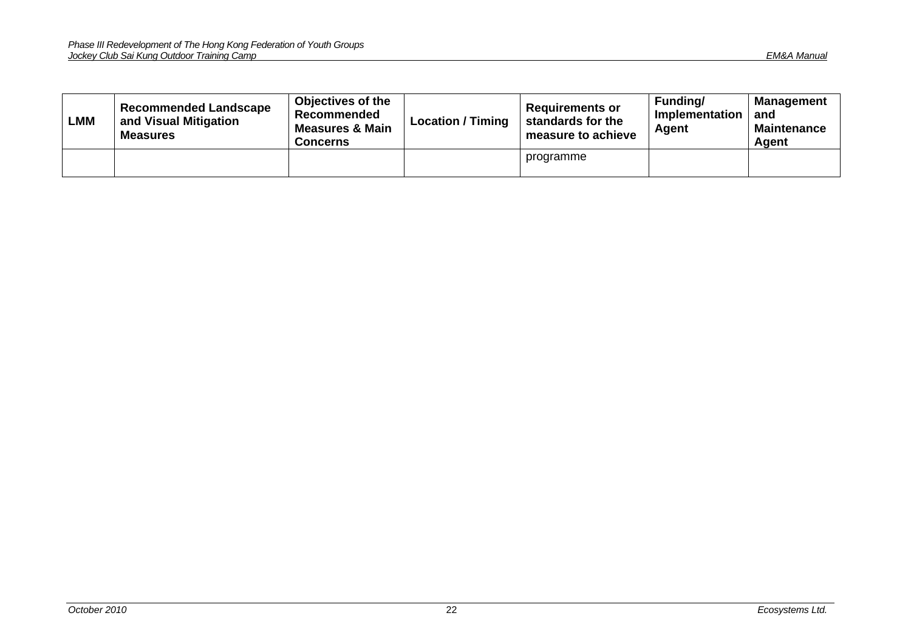| LMM | Recommended Landscape and Visual Mitigation Measures | Objectives of the Recommended Measures & Main Concerns | Location / Timing | Requirements or standards for the measure to achieve | Funding/ Implementation Agent | Management and Maintenance Agent |
|---|---|---|---|---|---|---|
| | | | | programme | | |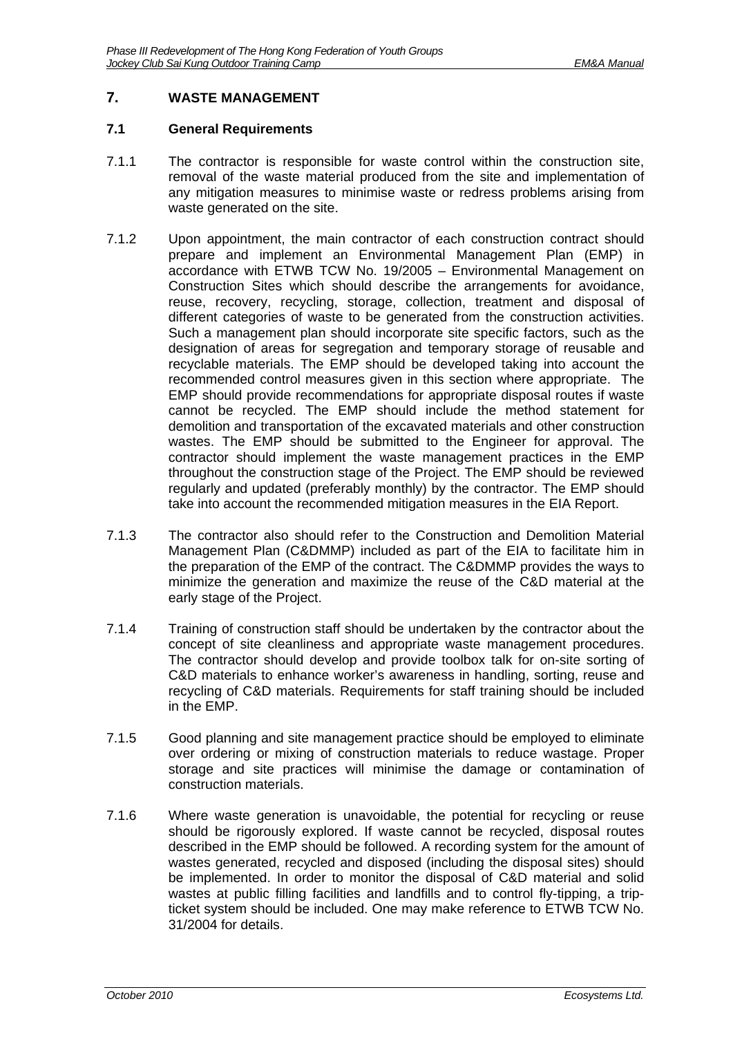## 7. WASTE MANAGEMENT

### 7.1 General Requirements

7.1.1 The contractor is responsible for waste control within the construction site, removal of the waste material produced from the site and implementation of any mitigation measures to minimise waste or redress problems arising from waste generated on the site.

7.1.2 Upon appointment, the main contractor of each construction contract should prepare and implement an Environmental Management Plan (EMP) in accordance with ETWB TCW No. 19/2005 – Environmental Management on Construction Sites which should describe the arrangements for avoidance, reuse, recovery, recycling, storage, collection, treatment and disposal of different categories of waste to be generated from the construction activities. Such a management plan should incorporate site specific factors, such as the designation of areas for segregation and temporary storage of reusable and recyclable materials. The EMP should be developed taking into account the recommended control measures given in this section where appropriate. The EMP should provide recommendations for appropriate disposal routes if waste cannot be recycled. The EMP should include the method statement for demolition and transportation of the excavated materials and other construction wastes. The EMP should be submitted to the Engineer for approval. The contractor should implement the waste management practices in the EMP throughout the construction stage of the Project. The EMP should be reviewed regularly and updated (preferably monthly) by the contractor. The EMP should take into account the recommended mitigation measures in the EIA Report.

7.1.3 The contractor also should refer to the Construction and Demolition Material Management Plan (C&DMMP) included as part of the EIA to facilitate him in the preparation of the EMP of the contract. The C&DMMP provides the ways to minimize the generation and maximize the reuse of the C&D material at the early stage of the Project.

7.1.4 Training of construction staff should be undertaken by the contractor about the concept of site cleanliness and appropriate waste management procedures. The contractor should develop and provide toolbox talk for on-site sorting of C&D materials to enhance worker's awareness in handling, sorting, reuse and recycling of C&D materials. Requirements for staff training should be included in the EMP.

7.1.5 Good planning and site management practice should be employed to eliminate over ordering or mixing of construction materials to reduce wastage. Proper storage and site practices will minimise the damage or contamination of construction materials.

7.1.6 Where waste generation is unavoidable, the potential for recycling or reuse should be rigorously explored. If waste cannot be recycled, disposal routes described in the EMP should be followed. A recording system for the amount of wastes generated, recycled and disposed (including the disposal sites) should be implemented. In order to monitor the disposal of C&D material and solid wastes at public filling facilities and landfills and to control fly-tipping, a trip-ticket system should be included. One may make reference to ETWB TCW No. 31/2004 for details.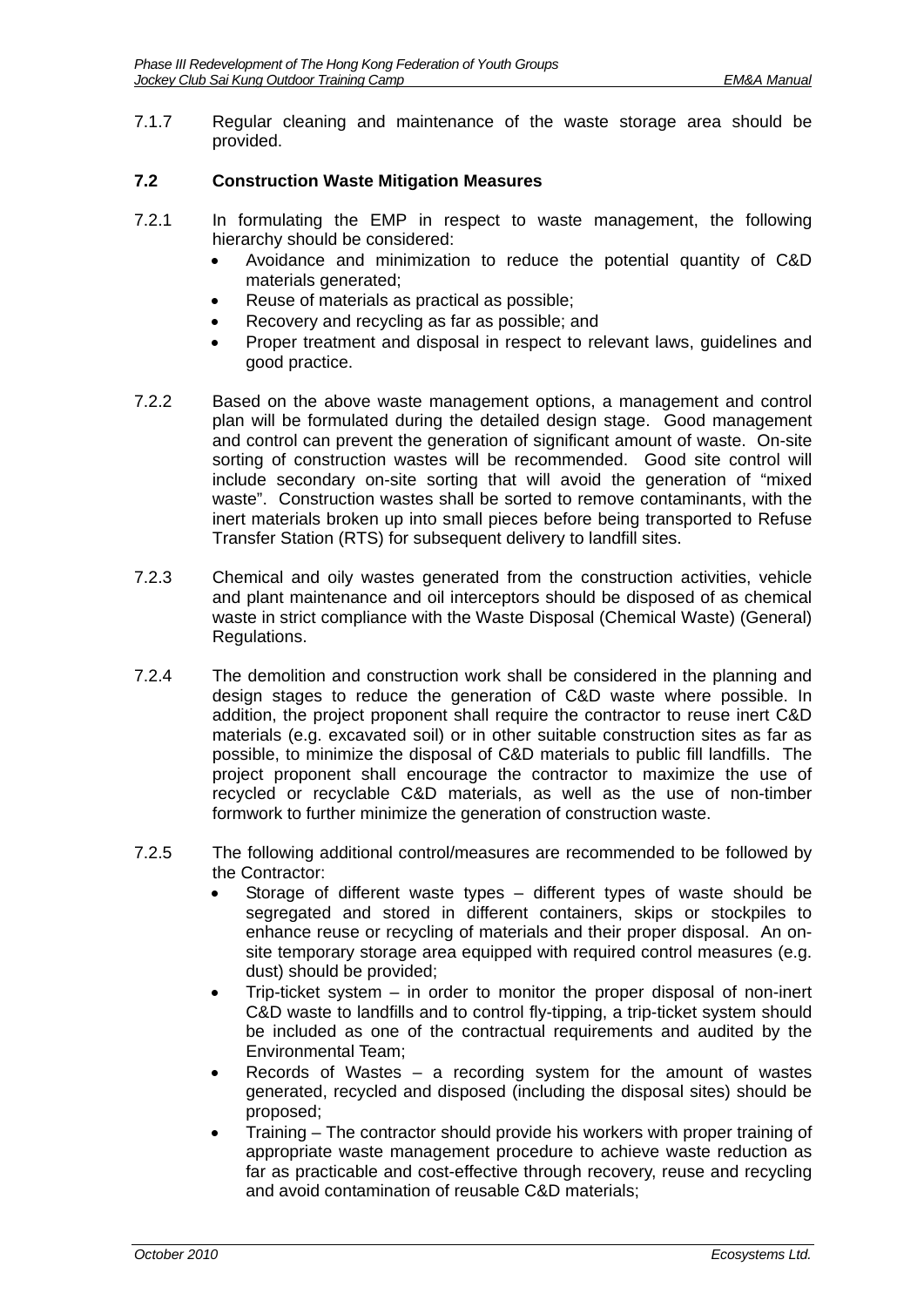7.1.7 Regular cleaning and maintenance of the waste storage area should be provided.

### 7.2 Construction Waste Mitigation Measures

7.2.1 In formulating the EMP in respect to waste management, the following hierarchy should be considered:

- Avoidance and minimization to reduce the potential quantity of C&D materials generated;
- Reuse of materials as practical as possible;
- Recovery and recycling as far as possible; and
- Proper treatment and disposal in respect to relevant laws, guidelines and good practice.

7.2.2 Based on the above waste management options, a management and control plan will be formulated during the detailed design stage. Good management and control can prevent the generation of significant amount of waste. On-site sorting of construction wastes will be recommended. Good site control will include secondary on-site sorting that will avoid the generation of "mixed waste". Construction wastes shall be sorted to remove contaminants, with the inert materials broken up into small pieces before being transported to Refuse Transfer Station (RTS) for subsequent delivery to landfill sites.

7.2.3 Chemical and oily wastes generated from the construction activities, vehicle and plant maintenance and oil interceptors should be disposed of as chemical waste in strict compliance with the Waste Disposal (Chemical Waste) (General) Regulations.

7.2.4 The demolition and construction work shall be considered in the planning and design stages to reduce the generation of C&D waste where possible. In addition, the project proponent shall require the contractor to reuse inert C&D materials (e.g. excavated soil) or in other suitable construction sites as far as possible, to minimize the disposal of C&D materials to public fill landfills. The project proponent shall encourage the contractor to maximize the use of recycled or recyclable C&D materials, as well as the use of non-timber formwork to further minimize the generation of construction waste.

7.2.5 The following additional control/measures are recommended to be followed by the Contractor:

- Storage of different waste types – different types of waste should be segregated and stored in different containers, skips or stockpiles to enhance reuse or recycling of materials and their proper disposal. An on-site temporary storage area equipped with required control measures (e.g. dust) should be provided;
- Trip-ticket system – in order to monitor the proper disposal of non-inert C&D waste to landfills and to control fly-tipping, a trip-ticket system should be included as one of the contractual requirements and audited by the Environmental Team;
- Records of Wastes – a recording system for the amount of wastes generated, recycled and disposed (including the disposal sites) should be proposed;
- Training – The contractor should provide his workers with proper training of appropriate waste management procedure to achieve waste reduction as far as practicable and cost-effective through recovery, reuse and recycling and avoid contamination of reusable C&D materials;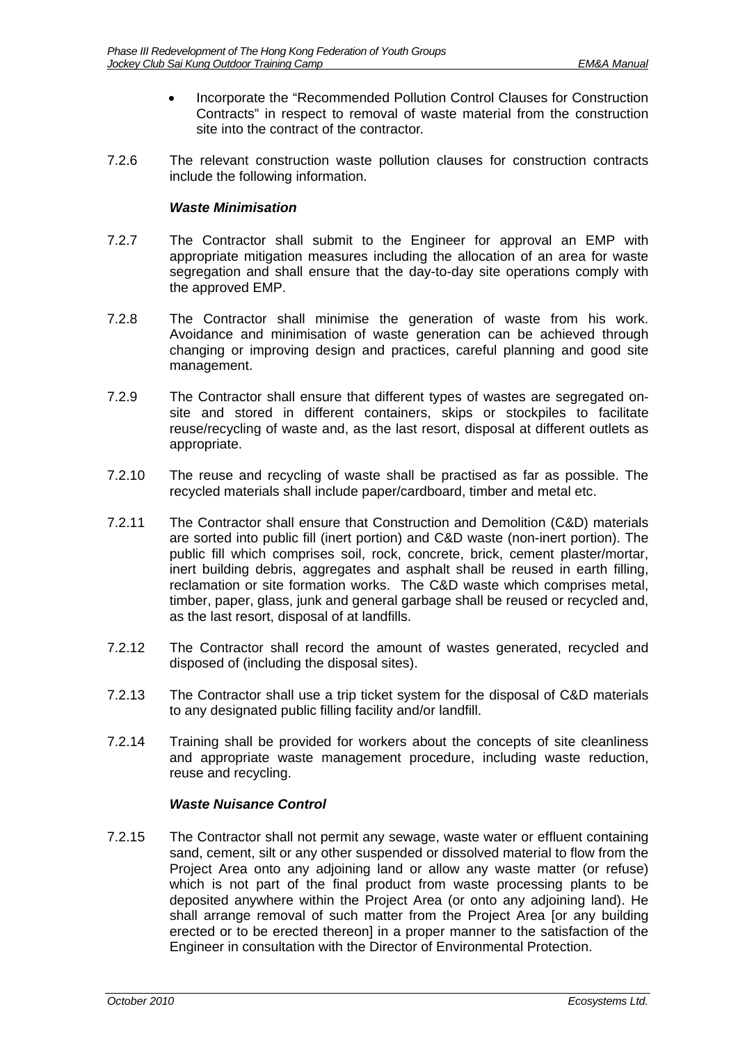- Incorporate the "Recommended Pollution Control Clauses for Construction Contracts" in respect to removal of waste material from the construction site into the contract of the contractor.

7.2.6 The relevant construction waste pollution clauses for construction contracts include the following information.

***Waste Minimisation***

7.2.7 The Contractor shall submit to the Engineer for approval an EMP with appropriate mitigation measures including the allocation of an area for waste segregation and shall ensure that the day-to-day site operations comply with the approved EMP.

7.2.8 The Contractor shall minimise the generation of waste from his work. Avoidance and minimisation of waste generation can be achieved through changing or improving design and practices, careful planning and good site management.

7.2.9 The Contractor shall ensure that different types of wastes are segregated on-site and stored in different containers, skips or stockpiles to facilitate reuse/recycling of waste and, as the last resort, disposal at different outlets as appropriate.

7.2.10 The reuse and recycling of waste shall be practised as far as possible. The recycled materials shall include paper/cardboard, timber and metal etc.

7.2.11 The Contractor shall ensure that Construction and Demolition (C&D) materials are sorted into public fill (inert portion) and C&D waste (non-inert portion). The public fill which comprises soil, rock, concrete, brick, cement plaster/mortar, inert building debris, aggregates and asphalt shall be reused in earth filling, reclamation or site formation works. The C&D waste which comprises metal, timber, paper, glass, junk and general garbage shall be reused or recycled and, as the last resort, disposal of at landfills.

7.2.12 The Contractor shall record the amount of wastes generated, recycled and disposed of (including the disposal sites).

7.2.13 The Contractor shall use a trip ticket system for the disposal of C&D materials to any designated public filling facility and/or landfill.

7.2.14 Training shall be provided for workers about the concepts of site cleanliness and appropriate waste management procedure, including waste reduction, reuse and recycling.

***Waste Nuisance Control***

7.2.15 The Contractor shall not permit any sewage, waste water or effluent containing sand, cement, silt or any other suspended or dissolved material to flow from the Project Area onto any adjoining land or allow any waste matter (or refuse) which is not part of the final product from waste processing plants to be deposited anywhere within the Project Area (or onto any adjoining land). He shall arrange removal of such matter from the Project Area [or any building erected or to be erected thereon] in a proper manner to the satisfaction of the Engineer in consultation with the Director of Environmental Protection.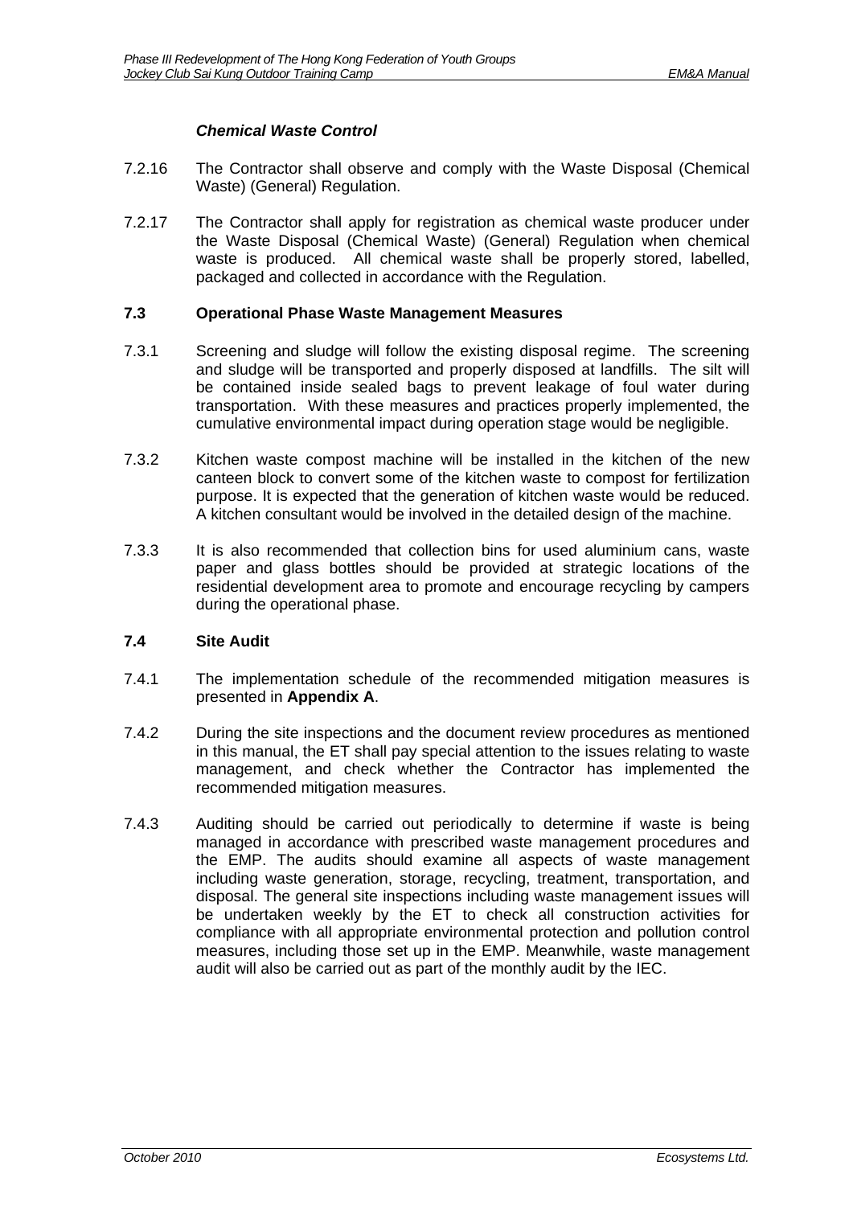***Chemical Waste Control***

7.2.16 The Contractor shall observe and comply with the Waste Disposal (Chemical Waste) (General) Regulation.

7.2.17 The Contractor shall apply for registration as chemical waste producer under the Waste Disposal (Chemical Waste) (General) Regulation when chemical waste is produced. All chemical waste shall be properly stored, labelled, packaged and collected in accordance with the Regulation.

## 7.3 Operational Phase Waste Management Measures

7.3.1 Screening and sludge will follow the existing disposal regime. The screening and sludge will be transported and properly disposed at landfills. The silt will be contained inside sealed bags to prevent leakage of foul water during transportation. With these measures and practices properly implemented, the cumulative environmental impact during operation stage would be negligible.

7.3.2 Kitchen waste compost machine will be installed in the kitchen of the new canteen block to convert some of the kitchen waste to compost for fertilization purpose. It is expected that the generation of kitchen waste would be reduced. A kitchen consultant would be involved in the detailed design of the machine.

7.3.3 It is also recommended that collection bins for used aluminium cans, waste paper and glass bottles should be provided at strategic locations of the residential development area to promote and encourage recycling by campers during the operational phase.

## 7.4 Site Audit

7.4.1 The implementation schedule of the recommended mitigation measures is presented in **Appendix A**.

7.4.2 During the site inspections and the document review procedures as mentioned in this manual, the ET shall pay special attention to the issues relating to waste management, and check whether the Contractor has implemented the recommended mitigation measures.

7.4.3 Auditing should be carried out periodically to determine if waste is being managed in accordance with prescribed waste management procedures and the EMP. The audits should examine all aspects of waste management including waste generation, storage, recycling, treatment, transportation, and disposal. The general site inspections including waste management issues will be undertaken weekly by the ET to check all construction activities for compliance with all appropriate environmental protection and pollution control measures, including those set up in the EMP. Meanwhile, waste management audit will also be carried out as part of the monthly audit by the IEC.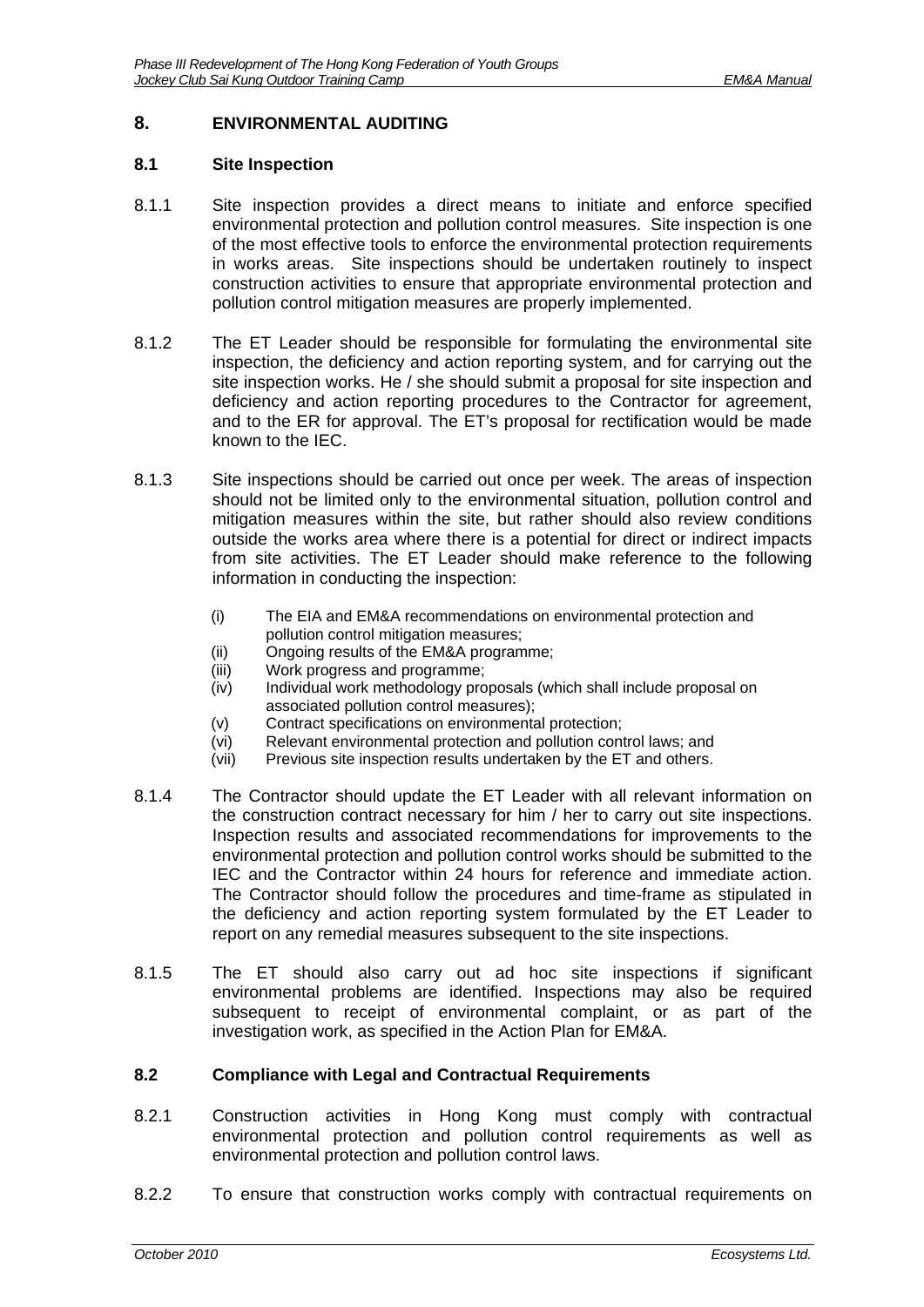## 8. ENVIRONMENTAL AUDITING

### 8.1 Site Inspection

8.1.1 Site inspection provides a direct means to initiate and enforce specified environmental protection and pollution control measures. Site inspection is one of the most effective tools to enforce the environmental protection requirements in works areas. Site inspections should be undertaken routinely to inspect construction activities to ensure that appropriate environmental protection and pollution control mitigation measures are properly implemented.

8.1.2 The ET Leader should be responsible for formulating the environmental site inspection, the deficiency and action reporting system, and for carrying out the site inspection works. He / she should submit a proposal for site inspection and deficiency and action reporting procedures to the Contractor for agreement, and to the ER for approval. The ET's proposal for rectification would be made known to the IEC.

8.1.3 Site inspections should be carried out once per week. The areas of inspection should not be limited only to the environmental situation, pollution control and mitigation measures within the site, but rather should also review conditions outside the works area where there is a potential for direct or indirect impacts from site activities. The ET Leader should make reference to the following information in conducting the inspection:

- (i) The EIA and EM&A recommendations on environmental protection and pollution control mitigation measures;
- (ii) Ongoing results of the EM&A programme;
- (iii) Work progress and programme;
- (iv) Individual work methodology proposals (which shall include proposal on associated pollution control measures);
- (v) Contract specifications on environmental protection;
- (vi) Relevant environmental protection and pollution control laws; and
- (vii) Previous site inspection results undertaken by the ET and others.

8.1.4 The Contractor should update the ET Leader with all relevant information on the construction contract necessary for him / her to carry out site inspections. Inspection results and associated recommendations for improvements to the environmental protection and pollution control works should be submitted to the IEC and the Contractor within 24 hours for reference and immediate action. The Contractor should follow the procedures and time-frame as stipulated in the deficiency and action reporting system formulated by the ET Leader to report on any remedial measures subsequent to the site inspections.

8.1.5 The ET should also carry out ad hoc site inspections if significant environmental problems are identified. Inspections may also be required subsequent to receipt of environmental complaint, or as part of the investigation work, as specified in the Action Plan for EM&A.

### 8.2 Compliance with Legal and Contractual Requirements

8.2.1 Construction activities in Hong Kong must comply with contractual environmental protection and pollution control requirements as well as environmental protection and pollution control laws.

8.2.2 To ensure that construction works comply with contractual requirements on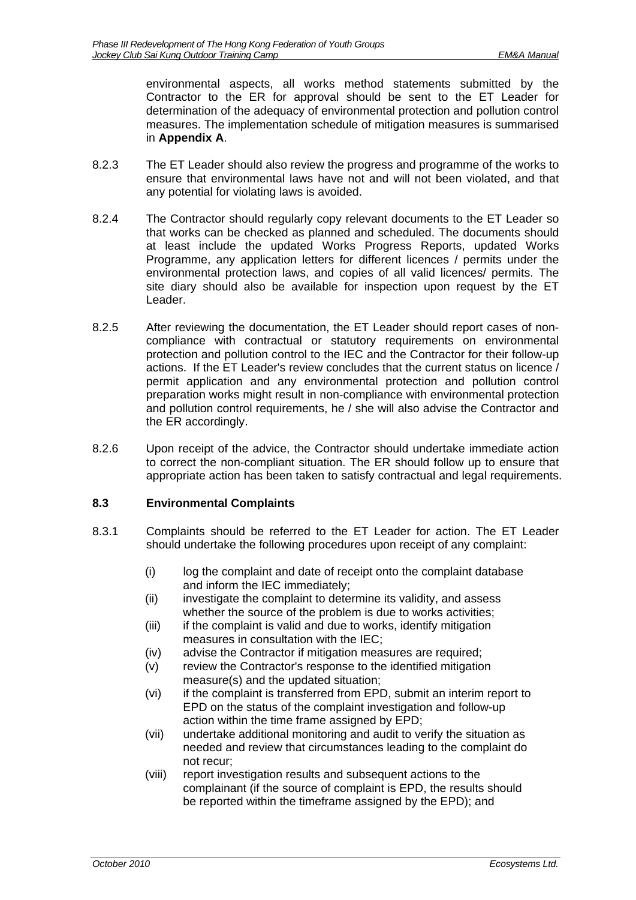environmental aspects, all works method statements submitted by the Contractor to the ER for approval should be sent to the ET Leader for determination of the adequacy of environmental protection and pollution control measures. The implementation schedule of mitigation measures is summarised in **Appendix A**.

8.2.3 The ET Leader should also review the progress and programme of the works to ensure that environmental laws have not and will not been violated, and that any potential for violating laws is avoided.

8.2.4 The Contractor should regularly copy relevant documents to the ET Leader so that works can be checked as planned and scheduled. The documents should at least include the updated Works Progress Reports, updated Works Programme, any application letters for different licences / permits under the environmental protection laws, and copies of all valid licences/ permits. The site diary should also be available for inspection upon request by the ET Leader.

8.2.5 After reviewing the documentation, the ET Leader should report cases of non-compliance with contractual or statutory requirements on environmental protection and pollution control to the IEC and the Contractor for their follow-up actions. If the ET Leader's review concludes that the current status on licence / permit application and any environmental protection and pollution control preparation works might result in non-compliance with environmental protection and pollution control requirements, he / she will also advise the Contractor and the ER accordingly.

8.2.6 Upon receipt of the advice, the Contractor should undertake immediate action to correct the non-compliant situation. The ER should follow up to ensure that appropriate action has been taken to satisfy contractual and legal requirements.

### 8.3 Environmental Complaints

8.3.1 Complaints should be referred to the ET Leader for action. The ET Leader should undertake the following procedures upon receipt of any complaint:

(i) log the complaint and date of receipt onto the complaint database and inform the IEC immediately;
(ii) investigate the complaint to determine its validity, and assess whether the source of the problem is due to works activities;
(iii) if the complaint is valid and due to works, identify mitigation measures in consultation with the IEC;
(iv) advise the Contractor if mitigation measures are required;
(v) review the Contractor's response to the identified mitigation measure(s) and the updated situation;
(vi) if the complaint is transferred from EPD, submit an interim report to EPD on the status of the complaint investigation and follow-up action within the time frame assigned by EPD;
(vii) undertake additional monitoring and audit to verify the situation as needed and review that circumstances leading to the complaint do not recur;
(viii) report investigation results and subsequent actions to the complainant (if the source of complaint is EPD, the results should be reported within the timeframe assigned by the EPD); and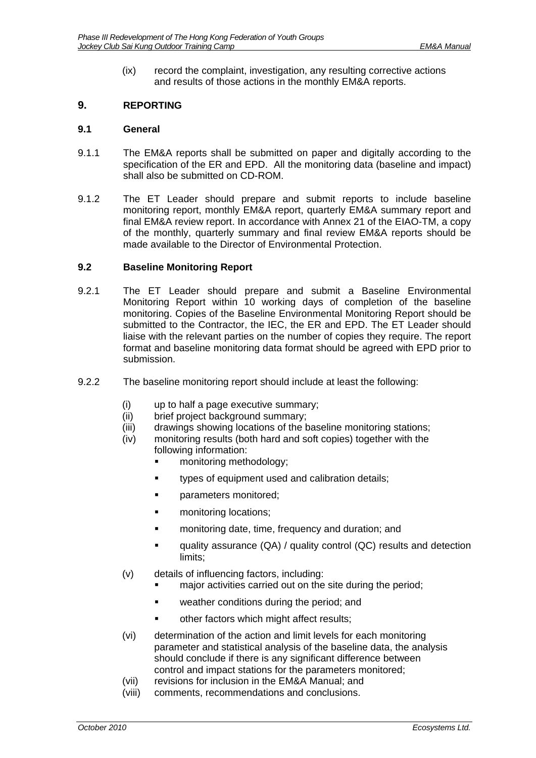(ix) record the complaint, investigation, any resulting corrective actions and results of those actions in the monthly EM&A reports.

# 9. REPORTING

## 9.1 General

9.1.1 The EM&A reports shall be submitted on paper and digitally according to the specification of the ER and EPD. All the monitoring data (baseline and impact) shall also be submitted on CD-ROM.

9.1.2 The ET Leader should prepare and submit reports to include baseline monitoring report, monthly EM&A report, quarterly EM&A summary report and final EM&A review report. In accordance with Annex 21 of the EIAO-TM, a copy of the monthly, quarterly summary and final review EM&A reports should be made available to the Director of Environmental Protection.

## 9.2 Baseline Monitoring Report

9.2.1 The ET Leader should prepare and submit a Baseline Environmental Monitoring Report within 10 working days of completion of the baseline monitoring. Copies of the Baseline Environmental Monitoring Report should be submitted to the Contractor, the IEC, the ER and EPD. The ET Leader should liaise with the relevant parties on the number of copies they require. The report format and baseline monitoring data format should be agreed with EPD prior to submission.

9.2.2 The baseline monitoring report should include at least the following:

(i) up to half a page executive summary;
(ii) brief project background summary;
(iii) drawings showing locations of the baseline monitoring stations;
(iv) monitoring results (both hard and soft copies) together with the following information:
- monitoring methodology;
- types of equipment used and calibration details;
- parameters monitored;
- monitoring locations;
- monitoring date, time, frequency and duration; and
- quality assurance (QA) / quality control (QC) results and detection limits;

(v) details of influencing factors, including:
- major activities carried out on the site during the period;
- weather conditions during the period; and
- other factors which might affect results;

(vi) determination of the action and limit levels for each monitoring parameter and statistical analysis of the baseline data, the analysis should conclude if there is any significant difference between control and impact stations for the parameters monitored;
(vii) revisions for inclusion in the EM&A Manual; and
(viii) comments, recommendations and conclusions.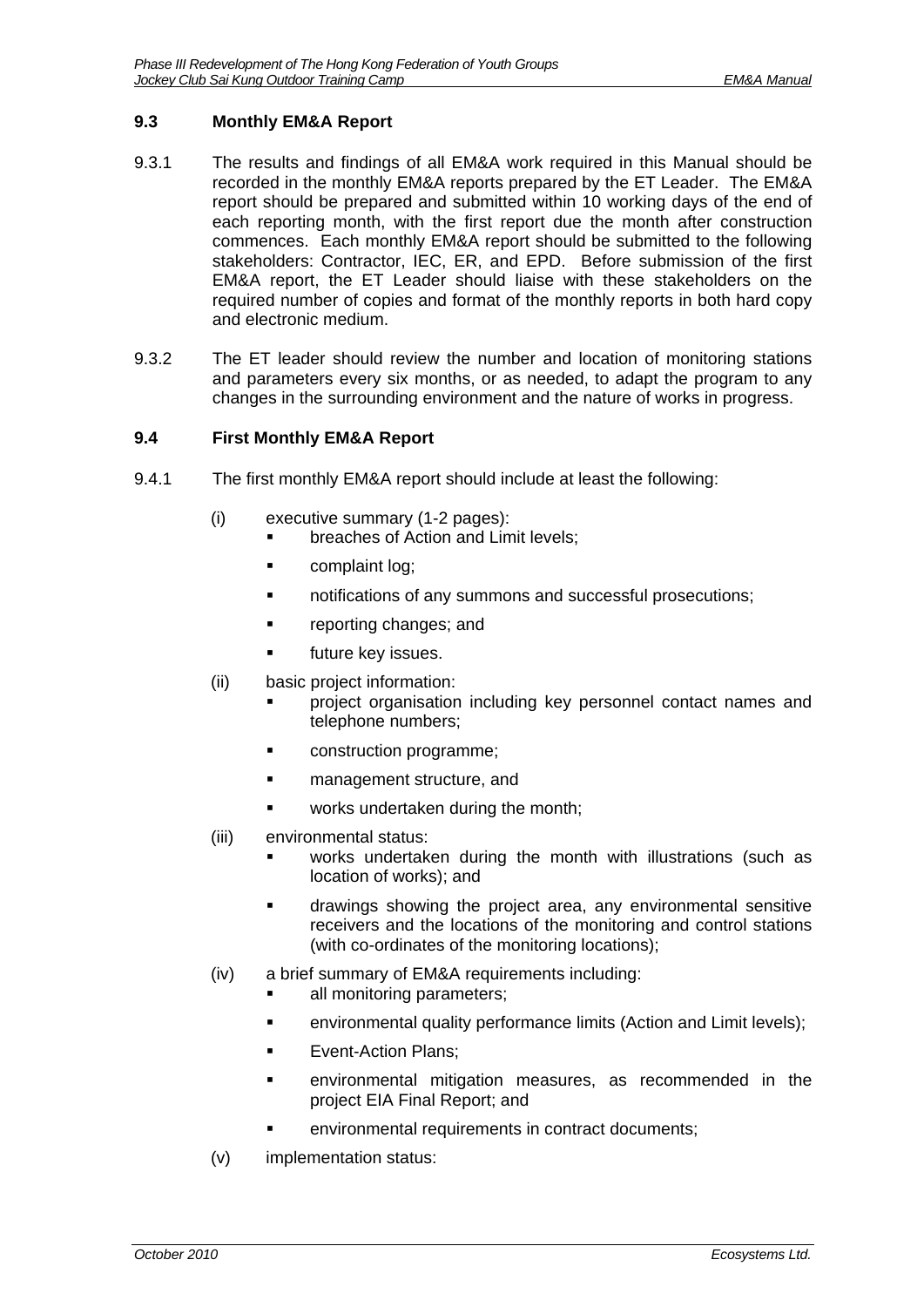### 9.3 Monthly EM&A Report

9.3.1 The results and findings of all EM&A work required in this Manual should be recorded in the monthly EM&A reports prepared by the ET Leader. The EM&A report should be prepared and submitted within 10 working days of the end of each reporting month, with the first report due the month after construction commences. Each monthly EM&A report should be submitted to the following stakeholders: Contractor, IEC, ER, and EPD. Before submission of the first EM&A report, the ET Leader should liaise with these stakeholders on the required number of copies and format of the monthly reports in both hard copy and electronic medium.

9.3.2 The ET leader should review the number and location of monitoring stations and parameters every six months, or as needed, to adapt the program to any changes in the surrounding environment and the nature of works in progress.

### 9.4 First Monthly EM&A Report

9.4.1 The first monthly EM&A report should include at least the following:

(i) executive summary (1-2 pages):
- breaches of Action and Limit levels;
- complaint log;
- notifications of any summons and successful prosecutions;
- reporting changes; and
- future key issues.

(ii) basic project information:
- project organisation including key personnel contact names and telephone numbers;
- construction programme;
- management structure, and
- works undertaken during the month;

(iii) environmental status:
- works undertaken during the month with illustrations (such as location of works); and
- drawings showing the project area, any environmental sensitive receivers and the locations of the monitoring and control stations (with co-ordinates of the monitoring locations);

(iv) a brief summary of EM&A requirements including:
- all monitoring parameters;
- environmental quality performance limits (Action and Limit levels);
- Event-Action Plans;
- environmental mitigation measures, as recommended in the project EIA Final Report; and
- environmental requirements in contract documents;

(v) implementation status: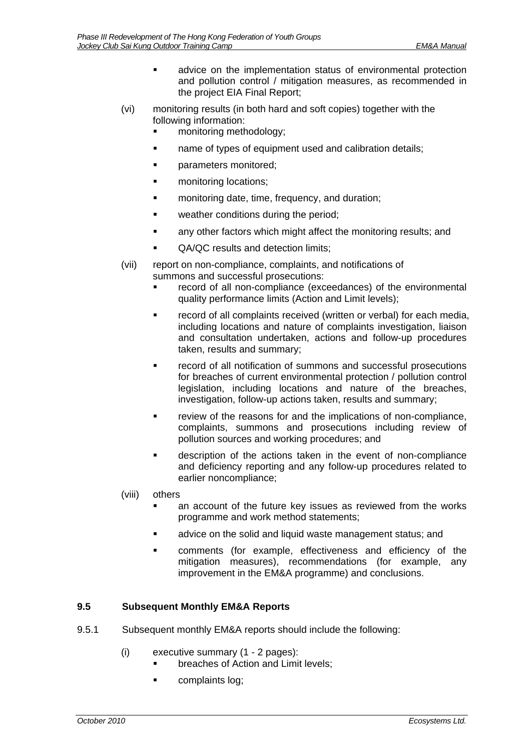- advice on the implementation status of environmental protection and pollution control / mitigation measures, as recommended in the project EIA Final Report;

(vi) monitoring results (in both hard and soft copies) together with the following information:

- monitoring methodology;
- name of types of equipment used and calibration details;
- parameters monitored;
- monitoring locations;
- monitoring date, time, frequency, and duration;
- weather conditions during the period;
- any other factors which might affect the monitoring results; and
- QA/QC results and detection limits;

(vii) report on non-compliance, complaints, and notifications of summons and successful prosecutions:

- record of all non-compliance (exceedances) of the environmental quality performance limits (Action and Limit levels);
- record of all complaints received (written or verbal) for each media, including locations and nature of complaints investigation, liaison and consultation undertaken, actions and follow-up procedures taken, results and summary;
- record of all notification of summons and successful prosecutions for breaches of current environmental protection / pollution control legislation, including locations and nature of the breaches, investigation, follow-up actions taken, results and summary;
- review of the reasons for and the implications of non-compliance, complaints, summons and prosecutions including review of pollution sources and working procedures; and
- description of the actions taken in the event of non-compliance and deficiency reporting and any follow-up procedures related to earlier noncompliance;

(viii) others

- an account of the future key issues as reviewed from the works programme and work method statements;
- advice on the solid and liquid waste management status; and
- comments (for example, effectiveness and efficiency of the mitigation measures), recommendations (for example, any improvement in the EM&A programme) and conclusions.

### 9.5 Subsequent Monthly EM&A Reports

9.5.1 Subsequent monthly EM&A reports should include the following:

(i) executive summary (1 - 2 pages):

- breaches of Action and Limit levels;
- complaints log;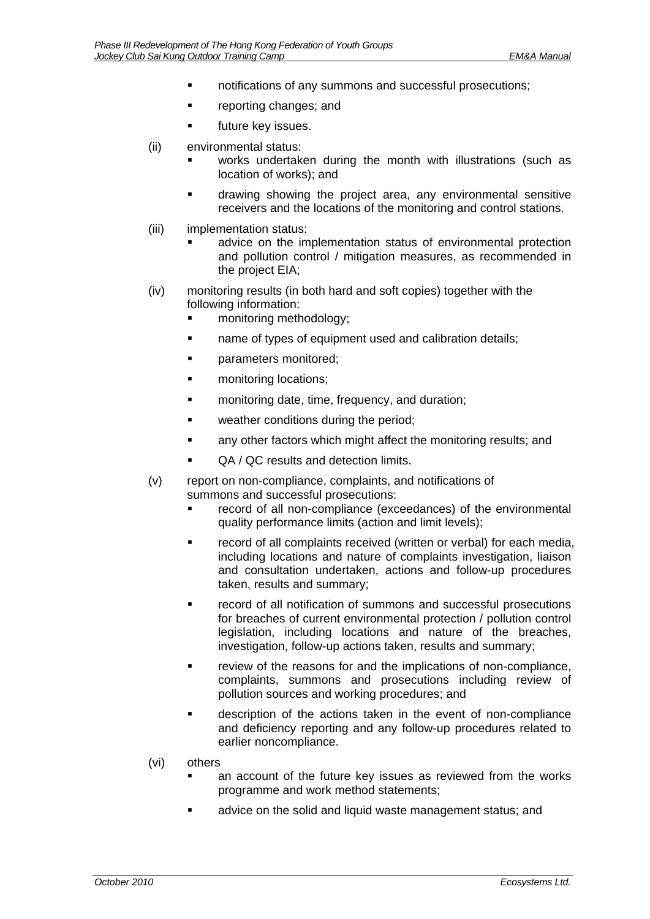- notifications of any summons and successful prosecutions;
- reporting changes; and
- future key issues.

(ii) environmental status:

- works undertaken during the month with illustrations (such as location of works); and
- drawing showing the project area, any environmental sensitive receivers and the locations of the monitoring and control stations.

(iii) implementation status:

- advice on the implementation status of environmental protection and pollution control / mitigation measures, as recommended in the project EIA;

(iv) monitoring results (in both hard and soft copies) together with the following information:

- monitoring methodology;
- name of types of equipment used and calibration details;
- parameters monitored;
- monitoring locations;
- monitoring date, time, frequency, and duration;
- weather conditions during the period;
- any other factors which might affect the monitoring results; and
- QA / QC results and detection limits.

(v) report on non-compliance, complaints, and notifications of summons and successful prosecutions:

- record of all non-compliance (exceedances) of the environmental quality performance limits (action and limit levels);
- record of all complaints received (written or verbal) for each media, including locations and nature of complaints investigation, liaison and consultation undertaken, actions and follow-up procedures taken, results and summary;
- record of all notification of summons and successful prosecutions for breaches of current environmental protection / pollution control legislation, including locations and nature of the breaches, investigation, follow-up actions taken, results and summary;
- review of the reasons for and the implications of non-compliance, complaints, summons and prosecutions including review of pollution sources and working procedures; and
- description of the actions taken in the event of non-compliance and deficiency reporting and any follow-up procedures related to earlier noncompliance.

(vi) others

- an account of the future key issues as reviewed from the works programme and work method statements;
- advice on the solid and liquid waste management status; and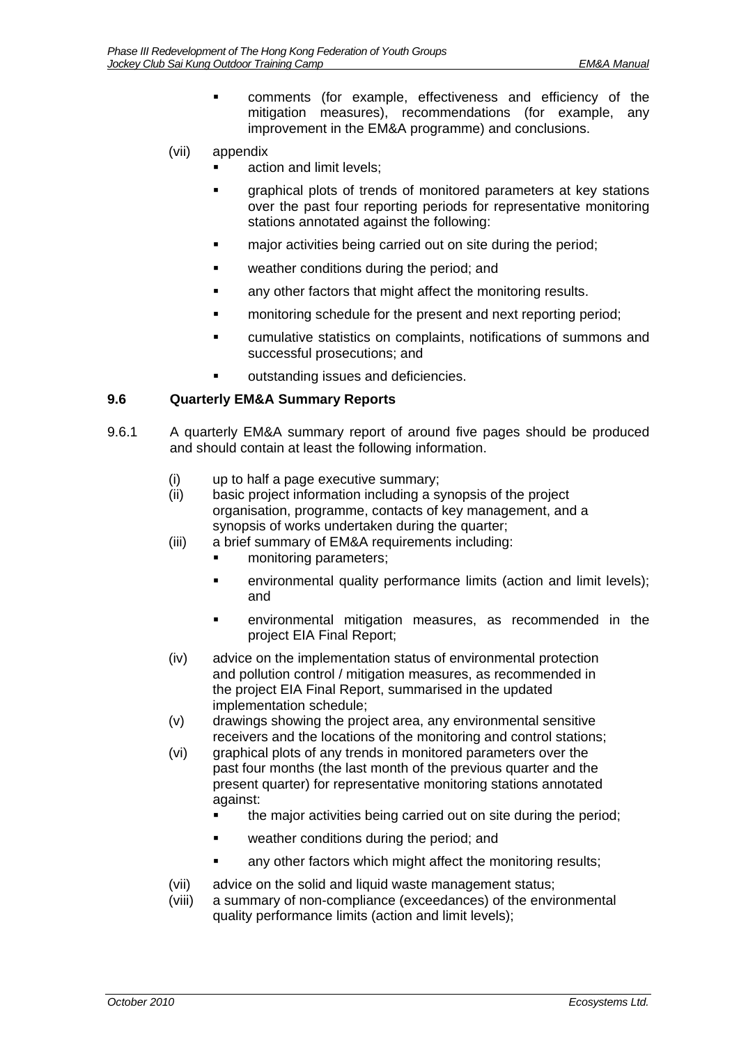- comments (for example, effectiveness and efficiency of the mitigation measures), recommendations (for example, any improvement in the EM&A programme) and conclusions.

(vii) appendix

- action and limit levels;
- graphical plots of trends of monitored parameters at key stations over the past four reporting periods for representative monitoring stations annotated against the following:
- major activities being carried out on site during the period;
- weather conditions during the period; and
- any other factors that might affect the monitoring results.
- monitoring schedule for the present and next reporting period;
- cumulative statistics on complaints, notifications of summons and successful prosecutions; and
- outstanding issues and deficiencies.

### 9.6 Quarterly EM&A Summary Reports

9.6.1 A quarterly EM&A summary report of around five pages should be produced and should contain at least the following information.

(i) up to half a page executive summary;

(ii) basic project information including a synopsis of the project organisation, programme, contacts of key management, and a synopsis of works undertaken during the quarter;

(iii) a brief summary of EM&A requirements including:

- monitoring parameters;
- environmental quality performance limits (action and limit levels); and
- environmental mitigation measures, as recommended in the project EIA Final Report;

(iv) advice on the implementation status of environmental protection and pollution control / mitigation measures, as recommended in the project EIA Final Report, summarised in the updated implementation schedule;

(v) drawings showing the project area, any environmental sensitive receivers and the locations of the monitoring and control stations;

(vi) graphical plots of any trends in monitored parameters over the past four months (the last month of the previous quarter and the present quarter) for representative monitoring stations annotated against:

- the major activities being carried out on site during the period;
- weather conditions during the period; and
- any other factors which might affect the monitoring results;

(vii) advice on the solid and liquid waste management status;

(viii) a summary of non-compliance (exceedances) of the environmental quality performance limits (action and limit levels);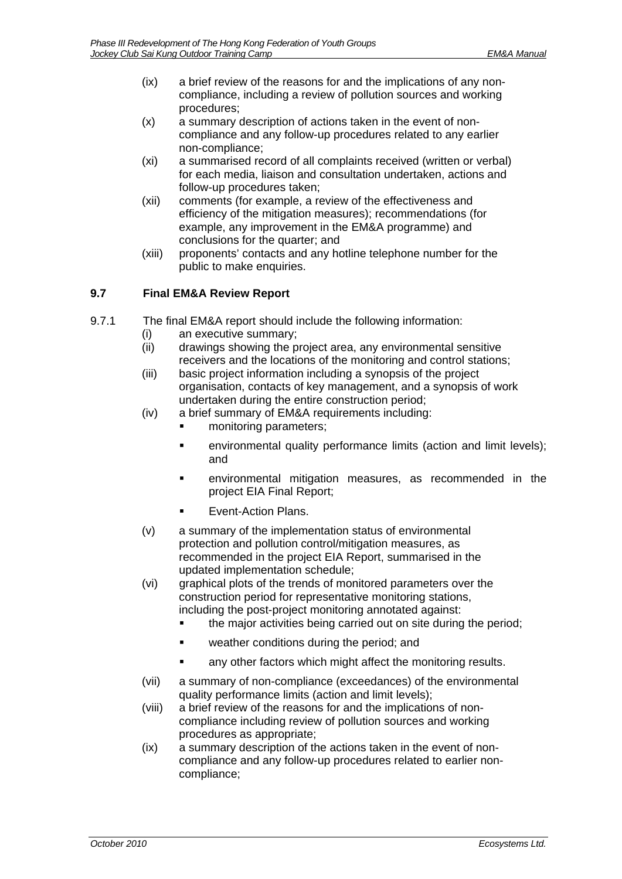(ix) a brief review of the reasons for and the implications of any non-compliance, including a review of pollution sources and working procedures;

(x) a summary description of actions taken in the event of non-compliance and any follow-up procedures related to any earlier non-compliance;

(xi) a summarised record of all complaints received (written or verbal) for each media, liaison and consultation undertaken, actions and follow-up procedures taken;

(xii) comments (for example, a review of the effectiveness and efficiency of the mitigation measures); recommendations (for example, any improvement in the EM&A programme) and conclusions for the quarter; and

(xiii) proponents' contacts and any hotline telephone number for the public to make enquiries.

## 9.7 Final EM&A Review Report

9.7.1 The final EM&A report should include the following information:

(i) an executive summary;

(ii) drawings showing the project area, any environmental sensitive receivers and the locations of the monitoring and control stations;

(iii) basic project information including a synopsis of the project organisation, contacts of key management, and a synopsis of work undertaken during the entire construction period;

(iv) a brief summary of EM&A requirements including:
- monitoring parameters;
- environmental quality performance limits (action and limit levels); and
- environmental mitigation measures, as recommended in the project EIA Final Report;
- Event-Action Plans.

(v) a summary of the implementation status of environmental protection and pollution control/mitigation measures, as recommended in the project EIA Report, summarised in the updated implementation schedule;

(vi) graphical plots of the trends of monitored parameters over the construction period for representative monitoring stations, including the post-project monitoring annotated against:
- the major activities being carried out on site during the period;
- weather conditions during the period; and
- any other factors which might affect the monitoring results.

(vii) a summary of non-compliance (exceedances) of the environmental quality performance limits (action and limit levels);

(viii) a brief review of the reasons for and the implications of non-compliance including review of pollution sources and working procedures as appropriate;

(ix) a summary description of the actions taken in the event of non-compliance and any follow-up procedures related to earlier non-compliance;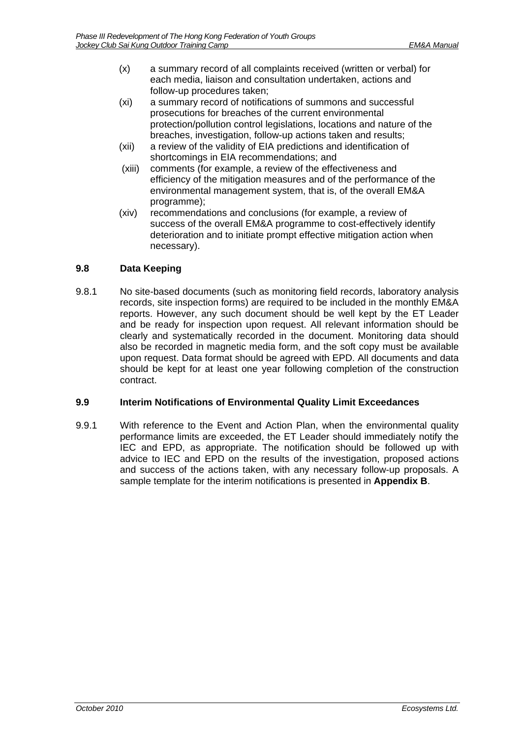(x) a summary record of all complaints received (written or verbal) for each media, liaison and consultation undertaken, actions and follow-up procedures taken;

(xi) a summary record of notifications of summons and successful prosecutions for breaches of the current environmental protection/pollution control legislations, locations and nature of the breaches, investigation, follow-up actions taken and results;

(xii) a review of the validity of EIA predictions and identification of shortcomings in EIA recommendations; and

(xiii) comments (for example, a review of the effectiveness and efficiency of the mitigation measures and of the performance of the environmental management system, that is, of the overall EM&A programme);

(xiv) recommendations and conclusions (for example, a review of success of the overall EM&A programme to cost-effectively identify deterioration and to initiate prompt effective mitigation action when necessary).

## 9.8 Data Keeping

9.8.1 No site-based documents (such as monitoring field records, laboratory analysis records, site inspection forms) are required to be included in the monthly EM&A reports. However, any such document should be well kept by the ET Leader and be ready for inspection upon request. All relevant information should be clearly and systematically recorded in the document. Monitoring data should also be recorded in magnetic media form, and the soft copy must be available upon request. Data format should be agreed with EPD. All documents and data should be kept for at least one year following completion of the construction contract.

## 9.9 Interim Notifications of Environmental Quality Limit Exceedances

9.9.1 With reference to the Event and Action Plan, when the environmental quality performance limits are exceeded, the ET Leader should immediately notify the IEC and EPD, as appropriate. The notification should be followed up with advice to IEC and EPD on the results of the investigation, proposed actions and success of the actions taken, with any necessary follow-up proposals. A sample template for the interim notifications is presented in **Appendix B**.